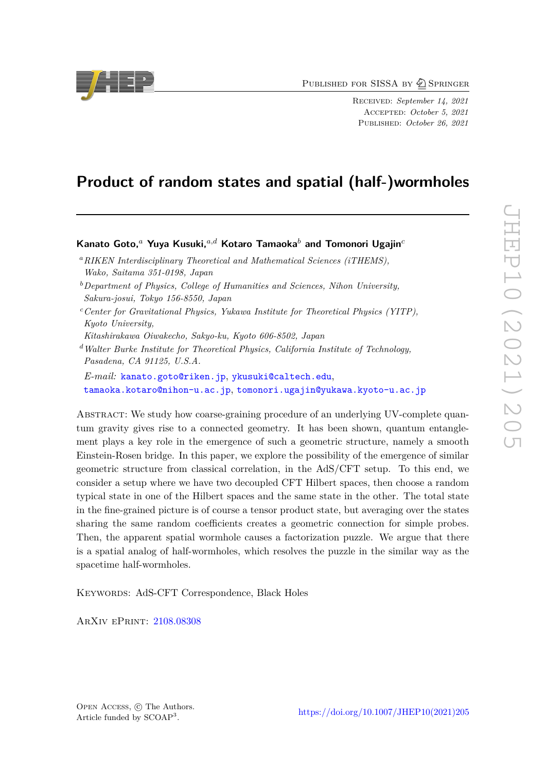Published for SISSA by Springer

Received: *September 14, 2021*
Accepted: *October 5, 2021*
Published: *October 26, 2021*

# Product of random states and spatial (half-)wormholes

**Kanato Goto,[a] Yuya Kusuki,[a,d] Kotaro Tamaoka[b] and Tomonori Ugajin[c]**

[a] *RIKEN Interdisciplinary Theoretical and Mathematical Sciences (iTHEMS), Wako, Saitama 351-0198, Japan*

[b] *Department of Physics, College of Humanities and Sciences, Nihon University, Sakura-josui, Tokyo 156-8550, Japan*

[c] *Center for Gravitational Physics, Yukawa Institute for Theoretical Physics (YITP), Kyoto University, Kitashirakawa Oiwakecho, Sakyo-ku, Kyoto 606-8502, Japan*

[d] *Walter Burke Institute for Theoretical Physics, California Institute of Technology, Pasadena, CA 91125, U.S.A.*

*E-mail:* kanato.goto@riken.jp, ykusuki@caltech.edu, tamaoka.kotaro@nihon-u.ac.jp, tomonori.ugajin@yukawa.kyoto-u.ac.jp

Abstract: We study how coarse-graining procedure of an underlying UV-complete quantum gravity gives rise to a connected geometry. It has been shown, quantum entanglement plays a key role in the emergence of such a geometric structure, namely a smooth Einstein-Rosen bridge. In this paper, we explore the possibility of the emergence of similar geometric structure from classical correlation, in the AdS/CFT setup. To this end, we consider a setup where we have two decoupled CFT Hilbert spaces, then choose a random typical state in one of the Hilbert spaces and the same state in the other. The total state in the fine-grained picture is of course a tensor product state, but averaging over the states sharing the same random coefficients creates a geometric connection for simple probes. Then, the apparent spatial wormhole causes a factorization puzzle. We argue that there is a spatial analog of half-wormholes, which resolves the puzzle in the similar way as the spacetime half-wormholes.

Keywords: AdS-CFT Correspondence, Black Holes

ArXiv ePrint: 2108.08308

Open Access, © The Authors.
Article funded by SCOAP[3].

https://doi.org/10.1007/JHEP10(2021)205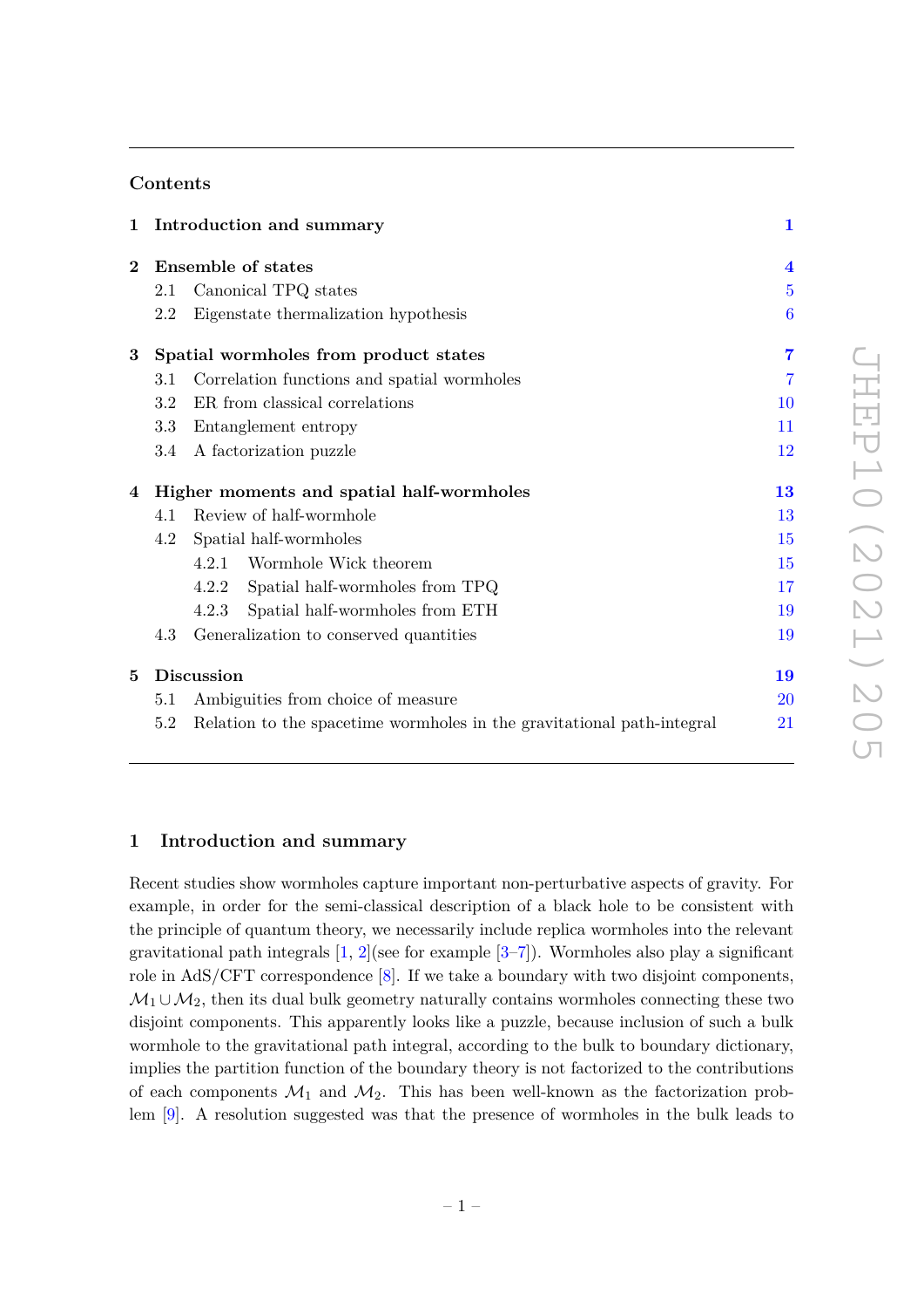## Contents

| | | |
|---|---|---|
| **1** | **Introduction and summary** | **1** |
| **2** | **Ensemble of states** | **4** |
| 2.1 | Canonical TPQ states | 5 |
| 2.2 | Eigenstate thermalization hypothesis | 6 |
| **3** | **Spatial wormholes from product states** | **7** |
| 3.1 | Correlation functions and spatial wormholes | 7 |
| 3.2 | ER from classical correlations | 10 |
| 3.3 | Entanglement entropy | 11 |
| 3.4 | A factorization puzzle | 12 |
| **4** | **Higher moments and spatial half-wormholes** | **13** |
| 4.1 | Review of half-wormhole | 13 |
| 4.2 | Spatial half-wormholes | 15 |
| 4.2.1 | Wormhole Wick theorem | 15 |
| 4.2.2 | Spatial half-wormholes from TPQ | 17 |
| 4.2.3 | Spatial half-wormholes from ETH | 19 |
| 4.3 | Generalization to conserved quantities | 19 |
| **5** | **Discussion** | **19** |
| 5.1 | Ambiguities from choice of measure | 20 |
| 5.2 | Relation to the spacetime wormholes in the gravitational path-integral | 21 |

# 1 Introduction and summary

Recent studies show wormholes capture important non-perturbative aspects of gravity. For example, in order for the semi-classical description of a black hole to be consistent with the principle of quantum theory, we necessarily include replica wormholes into the relevant gravitational path integrals [1, 2](see for example [3–7]). Wormholes also play a significant role in AdS/CFT correspondence [8]. If we take a boundary with two disjoint components, $\mathcal{M}_1 \cup \mathcal{M}_2$, then its dual bulk geometry naturally contains wormholes connecting these two disjoint components. This apparently looks like a puzzle, because inclusion of such a bulk wormhole to the gravitational path integral, according to the bulk to boundary dictionary, implies the partition function of the boundary theory is not factorized to the contributions of each components $\mathcal{M}_1$ and $\mathcal{M}_2$. This has been well-known as the factorization problem [9]. A resolution suggested was that the presence of wormholes in the bulk leads to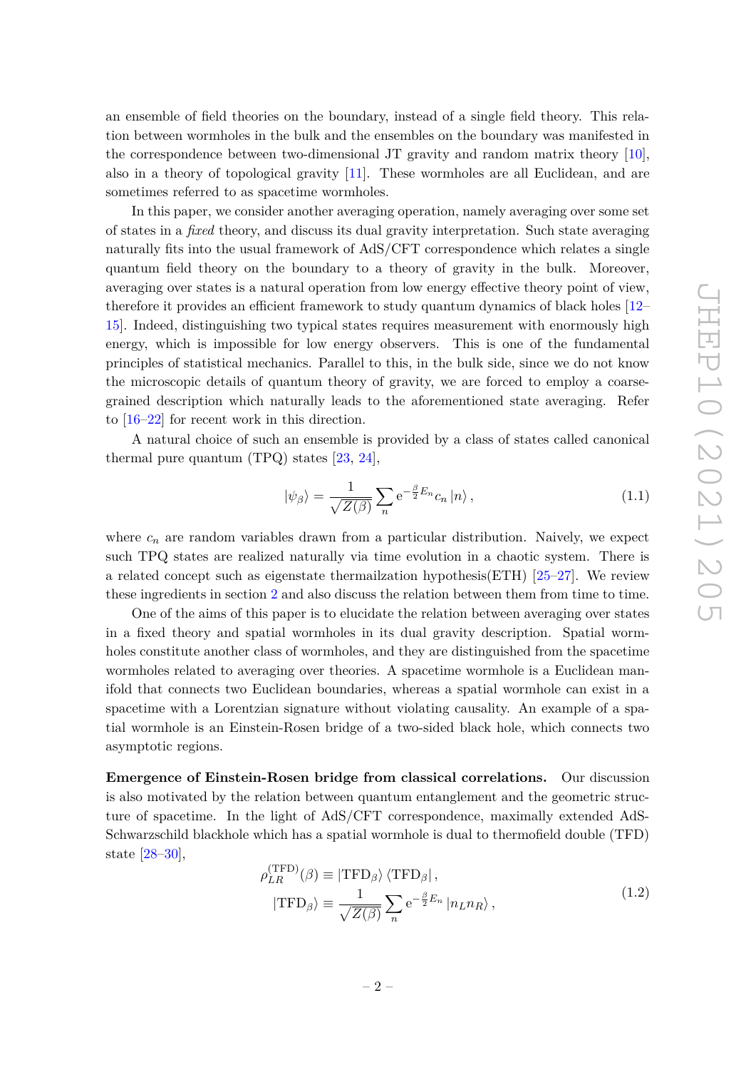an ensemble of field theories on the boundary, instead of a single field theory. This relation between wormholes in the bulk and the ensembles on the boundary was manifested in the correspondence between two-dimensional JT gravity and random matrix theory [10], also in a theory of topological gravity [11]. These wormholes are all Euclidean, and are sometimes referred to as spacetime wormholes.

In this paper, we consider another averaging operation, namely averaging over some set of states in a *fixed* theory, and discuss its dual gravity interpretation. Such state averaging naturally fits into the usual framework of AdS/CFT correspondence which relates a single quantum field theory on the boundary to a theory of gravity in the bulk. Moreover, averaging over states is a natural operation from low energy effective theory point of view, therefore it provides an efficient framework to study quantum dynamics of black holes [12–15]. Indeed, distinguishing two typical states requires measurement with enormously high energy, which is impossible for low energy observers. This is one of the fundamental principles of statistical mechanics. Parallel to this, in the bulk side, since we do not know the microscopic details of quantum theory of gravity, we are forced to employ a coarse-grained description which naturally leads to the aforementioned state averaging. Refer to [16–22] for recent work in this direction.

A natural choice of such an ensemble is provided by a class of states called canonical thermal pure quantum (TPQ) states [23, 24],

$$|\psi_\beta\rangle = \frac{1}{\sqrt{Z(\beta)}} \sum_n \mathrm{e}^{-\frac{\beta}{2}E_n} c_n \, |n\rangle \,, \tag{1.1}$$

where $c_n$ are random variables drawn from a particular distribution. Naively, we expect such TPQ states are realized naturally via time evolution in a chaotic system. There is a related concept such as eigenstate thermailzation hypothesis(ETH) [25–27]. We review these ingredients in section 2 and also discuss the relation between them from time to time.

One of the aims of this paper is to elucidate the relation between averaging over states in a fixed theory and spatial wormholes in its dual gravity description. Spatial wormholes constitute another class of wormholes, and they are distinguished from the spacetime wormholes related to averaging over theories. A spacetime wormhole is a Euclidean manifold that connects two Euclidean boundaries, whereas a spatial wormhole can exist in a spacetime with a Lorentzian signature without violating causality. An example of a spatial wormhole is an Einstein-Rosen bridge of a two-sided black hole, which connects two asymptotic regions.

**Emergence of Einstein-Rosen bridge from classical correlations.** Our discussion is also motivated by the relation between quantum entanglement and the geometric structure of spacetime. In the light of AdS/CFT correspondence, maximally extended AdS-Schwarzschild blackhole which has a spatial wormhole is dual to thermofield double (TFD) state [28–30],

$$\begin{aligned} \rho_{LR}^{(\mathrm{TFD})}(\beta) &\equiv |\mathrm{TFD}_\beta\rangle \langle \mathrm{TFD}_\beta| \,, \\ |\mathrm{TFD}_\beta\rangle &\equiv \frac{1}{\sqrt{Z(\beta)}} \sum_n \mathrm{e}^{-\frac{\beta}{2}E_n} |n_L n_R\rangle \,, \end{aligned} \tag{1.2}$$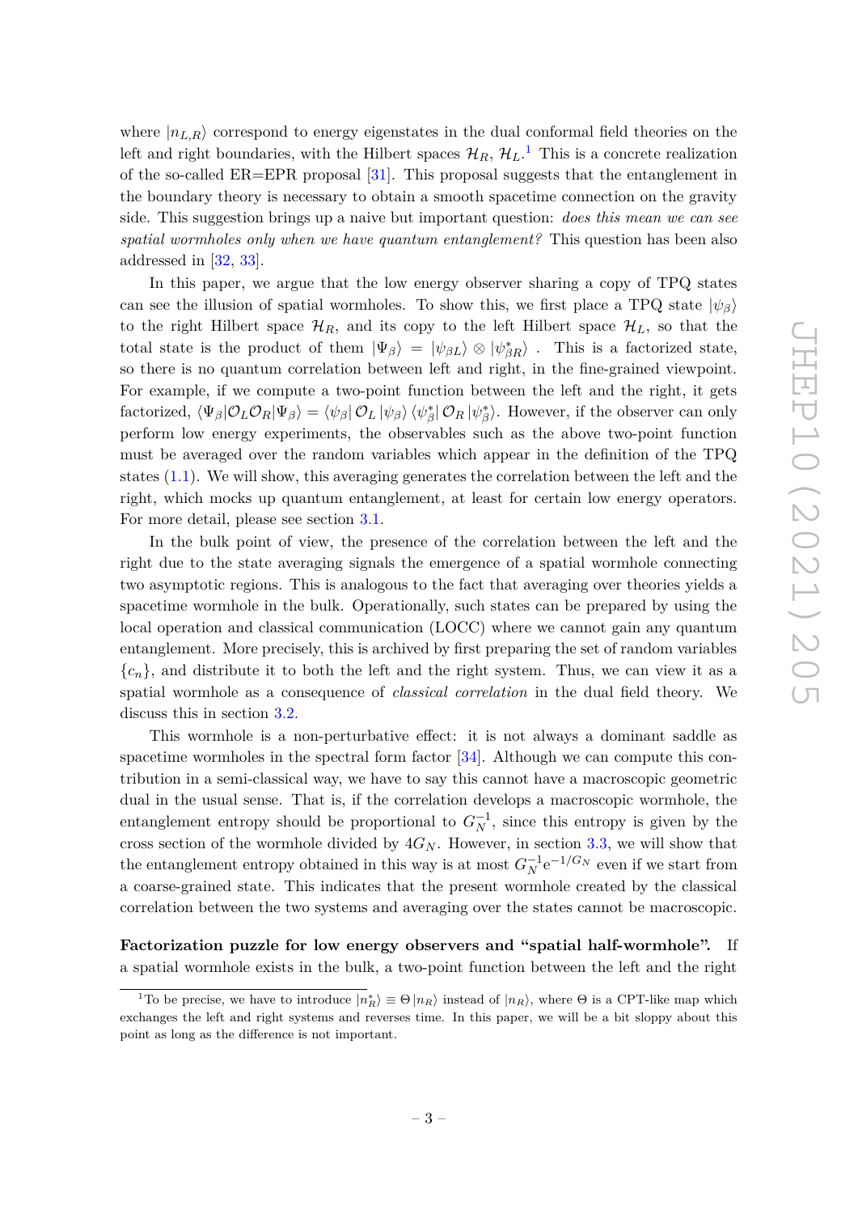where $|n_{L,R}\rangle$ correspond to energy eigenstates in the dual conformal field theories on the left and right boundaries, with the Hilbert spaces $\mathcal{H}_R$, $\mathcal{H}_L$.[1] This is a concrete realization of the so-called ER=EPR proposal [31]. This proposal suggests that the entanglement in the boundary theory is necessary to obtain a smooth spacetime connection on the gravity side. This suggestion brings up a naive but important question: *does this mean we can see spatial wormholes only when we have quantum entanglement?* This question has been also addressed in [32, 33].

In this paper, we argue that the low energy observer sharing a copy of TPQ states can see the illusion of spatial wormholes. To show this, we first place a TPQ state $|\psi_\beta\rangle$ to the right Hilbert space $\mathcal{H}_R$, and its copy to the left Hilbert space $\mathcal{H}_L$, so that the total state is the product of them $|\Psi_\beta\rangle = |\psi_{\beta L}\rangle \otimes |\psi^*_{\beta R}\rangle$ . This is a factorized state, so there is no quantum correlation between left and right, in the fine-grained viewpoint. For example, if we compute a two-point function between the left and the right, it gets factorized, $\langle\Psi_\beta|\mathcal{O}_L\mathcal{O}_R|\Psi_\beta\rangle = \langle\psi_\beta|\,\mathcal{O}_L\,|\psi_\beta\rangle\,\langle\psi^*_\beta|\,\mathcal{O}_R\,|\psi^*_\beta\rangle$. However, if the observer can only perform low energy experiments, the observables such as the above two-point function must be averaged over the random variables which appear in the definition of the TPQ states (1.1). We will show, this averaging generates the correlation between the left and the right, which mocks up quantum entanglement, at least for certain low energy operators. For more detail, please see section 3.1.

In the bulk point of view, the presence of the correlation between the left and the right due to the state averaging signals the emergence of a spatial wormhole connecting two asymptotic regions. This is analogous to the fact that averaging over theories yields a spacetime wormhole in the bulk. Operationally, such states can be prepared by using the local operation and classical communication (LOCC) where we cannot gain any quantum entanglement. More precisely, this is archived by first preparing the set of random variables $\{c_n\}$, and distribute it to both the left and the right system. Thus, we can view it as a spatial wormhole as a consequence of *classical correlation* in the dual field theory. We discuss this in section 3.2.

This wormhole is a non-perturbative effect: it is not always a dominant saddle as spacetime wormholes in the spectral form factor [34]. Although we can compute this contribution in a semi-classical way, we have to say this cannot have a macroscopic geometric dual in the usual sense. That is, if the correlation develops a macroscopic wormhole, the entanglement entropy should be proportional to $G_N^{-1}$, since this entropy is given by the cross section of the wormhole divided by $4G_N$. However, in section 3.3, we will show that the entanglement entropy obtained in this way is at most $G_N^{-1}\mathrm{e}^{-1/G_N}$ even if we start from a coarse-grained state. This indicates that the present wormhole created by the classical correlation between the two systems and averaging over the states cannot be macroscopic.

**Factorization puzzle for low energy observers and "spatial half-wormhole".** If a spatial wormhole exists in the bulk, a two-point function between the left and the right

[1] To be precise, we have to introduce $|n_R^*\rangle \equiv \Theta\,|n_R\rangle$ instead of $|n_R\rangle$, where $\Theta$ is a CPT-like map which exchanges the left and right systems and reverses time. In this paper, we will be a bit sloppy about this point as long as the difference is not important.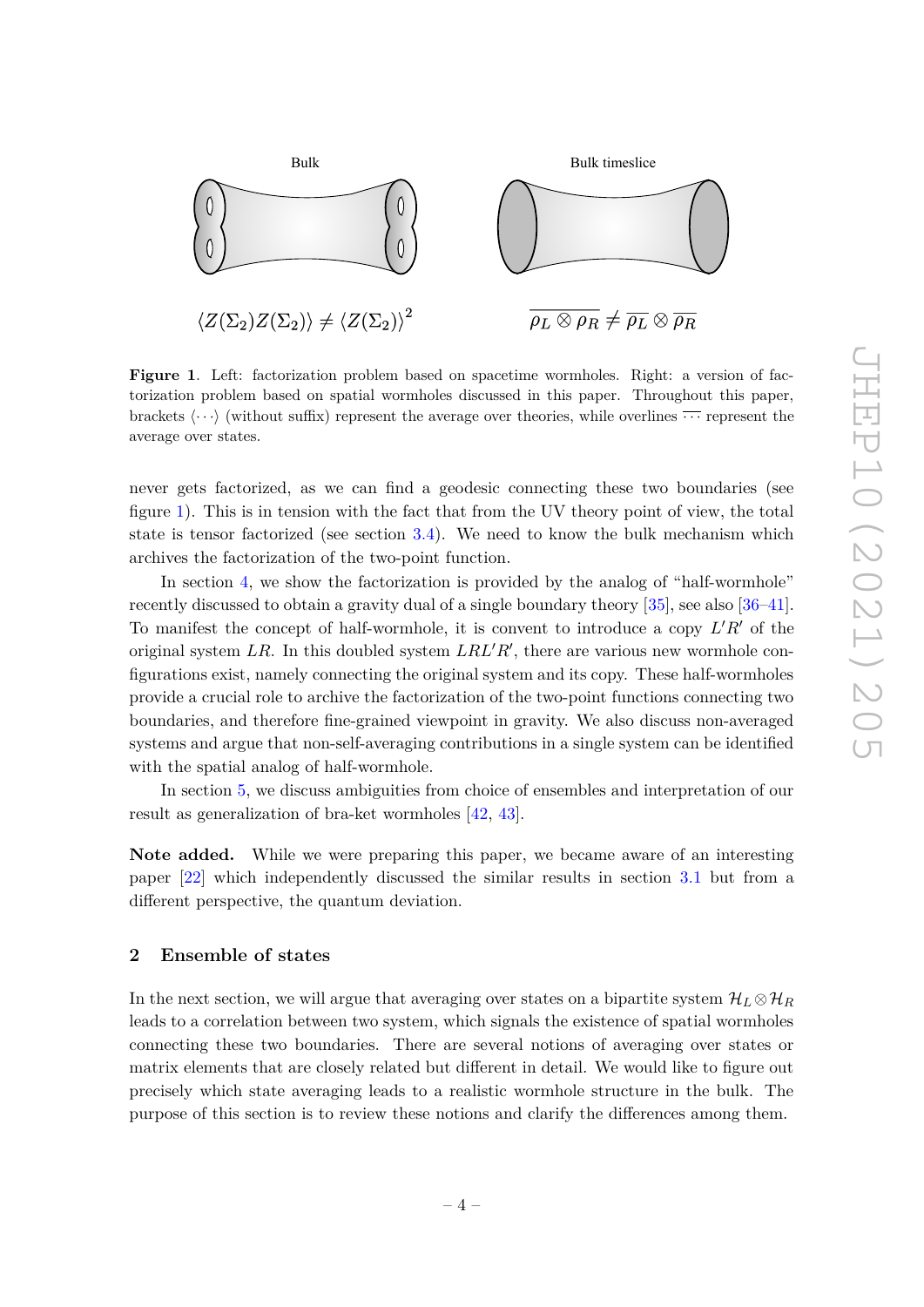Bulk

$$\langle Z(\Sigma_2) Z(\Sigma_2)\rangle \neq \langle Z(\Sigma_2)\rangle^2$$

Bulk timeslice

$$\overline{\rho_L \otimes \rho_R} \neq \overline{\rho_L} \otimes \overline{\rho_R}$$

**Figure 1**. Left: factorization problem based on spacetime wormholes. Right: a version of factorization problem based on spatial wormholes discussed in this paper. Throughout this paper, brackets $\langle \cdots \rangle$ (without suffix) represent the average over theories, while overlines $\overline{\cdots}$ represent the average over states.

never gets factorized, as we can find a geodesic connecting these two boundaries (see figure 1). This is in tension with the fact that from the UV theory point of view, the total state is tensor factorized (see section 3.4). We need to know the bulk mechanism which archives the factorization of the two-point function.

In section 4, we show the factorization is provided by the analog of "half-wormhole" recently discussed to obtain a gravity dual of a single boundary theory [35], see also [36–41]. To manifest the concept of half-wormhole, it is convent to introduce a copy $L'R'$ of the original system $LR$. In this doubled system $LRL'R'$, there are various new wormhole configurations exist, namely connecting the original system and its copy. These half-wormholes provide a crucial role to archive the factorization of the two-point functions connecting two boundaries, and therefore fine-grained viewpoint in gravity. We also discuss non-averaged systems and argue that non-self-averaging contributions in a single system can be identified with the spatial analog of half-wormhole.

In section 5, we discuss ambiguities from choice of ensembles and interpretation of our result as generalization of bra-ket wormholes [42, 43].

**Note added.** While we were preparing this paper, we became aware of an interesting paper [22] which independently discussed the similar results in section 3.1 but from a different perspective, the quantum deviation.

## 2 Ensemble of states

In the next section, we will argue that averaging over states on a bipartite system $\mathcal{H}_L \otimes \mathcal{H}_R$ leads to a correlation between two system, which signals the existence of spatial wormholes connecting these two boundaries. There are several notions of averaging over states or matrix elements that are closely related but different in detail. We would like to figure out precisely which state averaging leads to a realistic wormhole structure in the bulk. The purpose of this section is to review these notions and clarify the differences among them.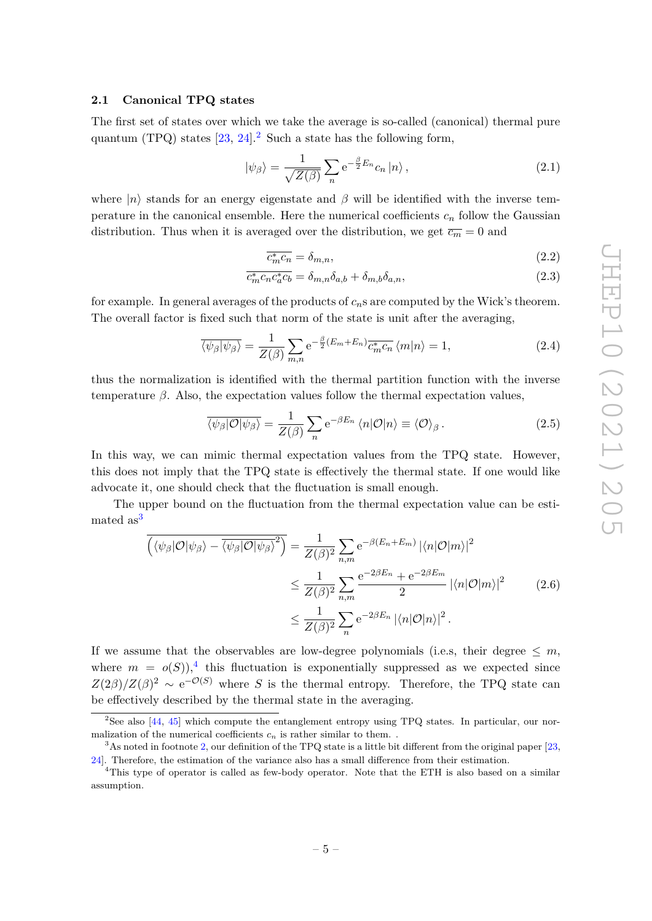### 2.1 Canonical TPQ states

The first set of states over which we take the average is so-called (canonical) thermal pure quantum (TPQ) states [23, 24].[2] Such a state has the following form,

$$|\psi_\beta\rangle = \frac{1}{\sqrt{Z(\beta)}} \sum_n \mathrm{e}^{-\frac{\beta}{2}E_n} c_n \, |n\rangle \,, \tag{2.1}$$

where $|n\rangle$ stands for an energy eigenstate and $\beta$ will be identified with the inverse temperature in the canonical ensemble. Here the numerical coefficients $c_n$ follow the Gaussian distribution. Thus when it is averaged over the distribution, we get $\overline{c_m} = 0$ and

$$\overline{c_m^* c_n} = \delta_{m,n}, \tag{2.2}$$

$$\overline{c_m^* c_n c_a^* c_b} = \delta_{m,n}\delta_{a,b} + \delta_{m,b}\delta_{a,n}, \tag{2.3}$$

for example. In general averages of the products of $c_n$s are computed by the Wick's theorem. The overall factor is fixed such that norm of the state is unit after the averaging,

$$\overline{\langle\psi_\beta|\psi_\beta\rangle} = \frac{1}{Z(\beta)} \sum_{m,n} \mathrm{e}^{-\frac{\beta}{2}(E_m+E_n)} \overline{c_m^* c_n} \, \langle m|n\rangle = 1, \tag{2.4}$$

thus the normalization is identified with the thermal partition function with the inverse temperature $\beta$. Also, the expectation values follow the thermal expectation values,

$$\overline{\langle\psi_\beta|\mathcal{O}|\psi_\beta\rangle} = \frac{1}{Z(\beta)} \sum_n \mathrm{e}^{-\beta E_n} \langle n|\mathcal{O}|n\rangle \equiv \langle\mathcal{O}\rangle_\beta \,. \tag{2.5}$$

In this way, we can mimic thermal expectation values from the TPQ state. However, this does not imply that the TPQ state is effectively the thermal state. If one would like advocate it, one should check that the fluctuation is small enough.

The upper bound on the fluctuation from the thermal expectation value can be estimated as[3]

$$\begin{aligned}
\overline{\left(\langle\psi_\beta|\mathcal{O}|\psi_\beta\rangle - \overline{\langle\psi_\beta|\mathcal{O}|\psi_\beta\rangle}^2\right)} &= \frac{1}{Z(\beta)^2} \sum_{n,m} \mathrm{e}^{-\beta(E_n+E_m)} \left|\langle n|\mathcal{O}|m\rangle\right|^2 \\
&\leq \frac{1}{Z(\beta)^2} \sum_{n,m} \frac{\mathrm{e}^{-2\beta E_n} + \mathrm{e}^{-2\beta E_m}}{2} \left|\langle n|\mathcal{O}|m\rangle\right|^2 \\
&\leq \frac{1}{Z(\beta)^2} \sum_{n} \mathrm{e}^{-2\beta E_n} \left|\langle n|\mathcal{O}|n\rangle\right|^2 .
\end{aligned} \tag{2.6}$$

If we assume that the observables are low-degree polynomials (i.e,s, their degree $\leq m$, where $m = o(S)$),[4] this fluctuation is exponentially suppressed as we expected since $Z(2\beta)/Z(\beta)^2 \sim \mathrm{e}^{-\mathcal{O}(S)}$ where $S$ is the thermal entropy. Therefore, the TPQ state can be effectively described by the thermal state in the averaging.

---

[2] See also [44, 45] which compute the entanglement entropy using TPQ states. In particular, our normalization of the numerical coefficients $c_n$ is rather similar to them. .

[3] As noted in footnote 2, our definition of the TPQ state is a little bit different from the original paper [23, 24]. Therefore, the estimation of the variance also has a small difference from their estimation.

[4] This type of operator is called as few-body operator. Note that the ETH is also based on a similar assumption.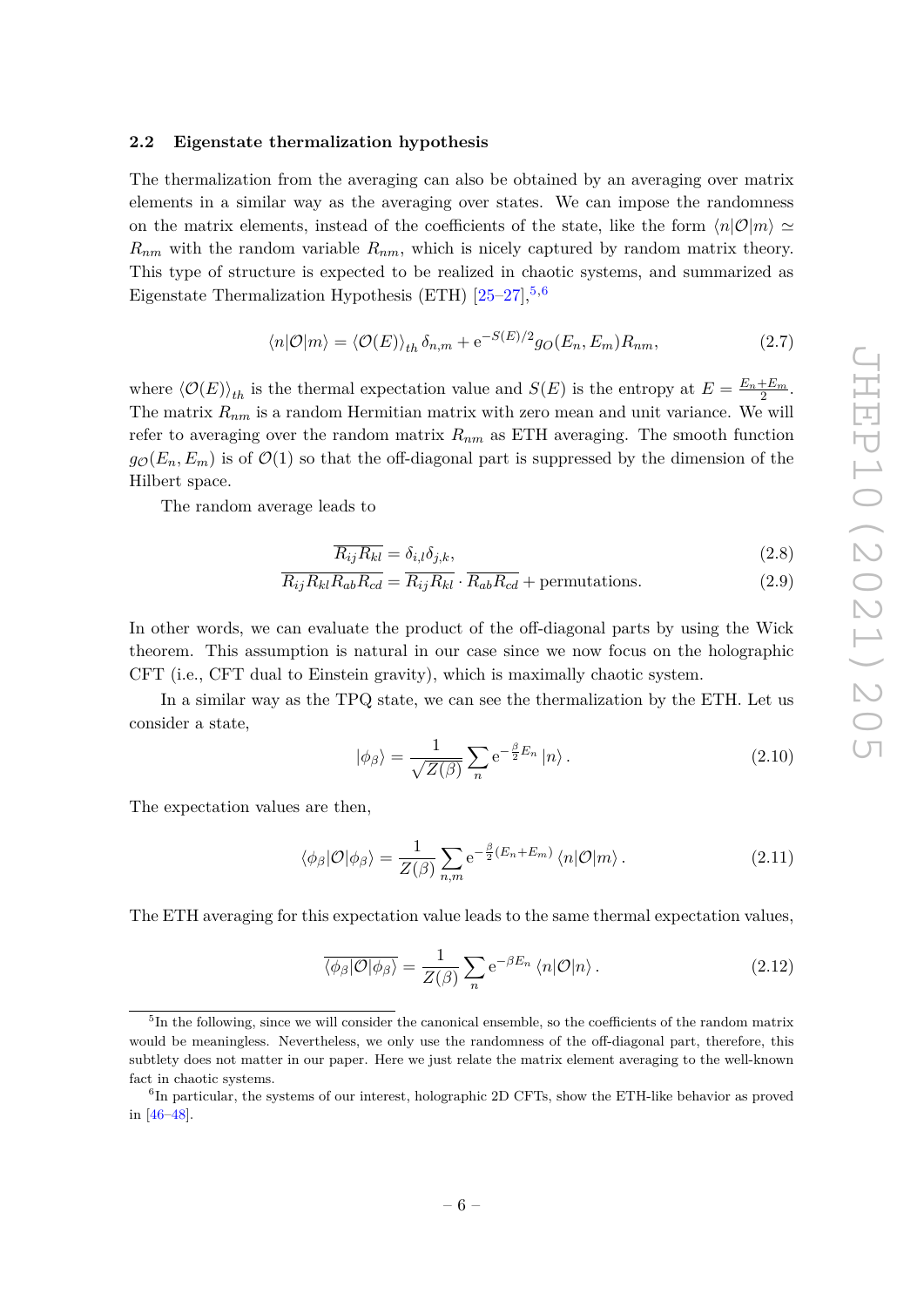### 2.2 Eigenstate thermalization hypothesis

The thermalization from the averaging can also be obtained by an averaging over matrix elements in a similar way as the averaging over states. We can impose the randomness on the matrix elements, instead of the coefficients of the state, like the form $\langle n|\mathcal{O}|m\rangle \simeq R_{nm}$ with the random variable $R_{nm}$, which is nicely captured by random matrix theory. This type of structure is expected to be realized in chaotic systems, and summarized as Eigenstate Thermalization Hypothesis (ETH) [25–27],[5],[6]

$$\langle n|\mathcal{O}|m\rangle = \langle \mathcal{O}(E)\rangle_{th}\,\delta_{n,m} + \mathrm{e}^{-S(E)/2} g_{O}(E_n, E_m) R_{nm}, \tag{2.7}$$

where $\langle \mathcal{O}(E)\rangle_{th}$ is the thermal expectation value and $S(E)$ is the entropy at $E = \frac{E_n+E_m}{2}$. The matrix $R_{nm}$ is a random Hermitian matrix with zero mean and unit variance. We will refer to averaging over the random matrix $R_{nm}$ as ETH averaging. The smooth function $g_{\mathcal{O}}(E_n, E_m)$ is of $\mathcal{O}(1)$ so that the off-diagonal part is suppressed by the dimension of the Hilbert space.

The random average leads to

$$\overline{R_{ij}R_{kl}} = \delta_{i,l}\delta_{j,k}, \tag{2.8}$$

$$\overline{R_{ij}R_{kl}R_{ab}R_{cd}} = \overline{R_{ij}R_{kl}} \cdot \overline{R_{ab}R_{cd}} + \text{permutations}. \tag{2.9}$$

In other words, we can evaluate the product of the off-diagonal parts by using the Wick theorem. This assumption is natural in our case since we now focus on the holographic CFT (i.e., CFT dual to Einstein gravity), which is maximally chaotic system.

In a similar way as the TPQ state, we can see the thermalization by the ETH. Let us consider a state,

$$|\phi_\beta\rangle = \frac{1}{\sqrt{Z(\beta)}} \sum_n \mathrm{e}^{-\frac{\beta}{2}E_n}\,|n\rangle\,. \tag{2.10}$$

The expectation values are then,

$$\langle \phi_\beta|\mathcal{O}|\phi_\beta\rangle = \frac{1}{Z(\beta)} \sum_{n,m} \mathrm{e}^{-\frac{\beta}{2}(E_n+E_m)}\,\langle n|\mathcal{O}|m\rangle\,. \tag{2.11}$$

The ETH averaging for this expectation value leads to the same thermal expectation values,

$$\overline{\langle \phi_\beta|\mathcal{O}|\phi_\beta\rangle} = \frac{1}{Z(\beta)} \sum_{n} \mathrm{e}^{-\beta E_n}\,\langle n|\mathcal{O}|n\rangle\,. \tag{2.12}$$

---

[5] In the following, since we will consider the canonical ensemble, so the coefficients of the random matrix would be meaningless. Nevertheless, we only use the randomness of the off-diagonal part, therefore, this subtlety does not matter in our paper. Here we just relate the matrix element averaging to the well-known fact in chaotic systems.

[6] In particular, the systems of our interest, holographic 2D CFTs, show the ETH-like behavior as proved in [46–48].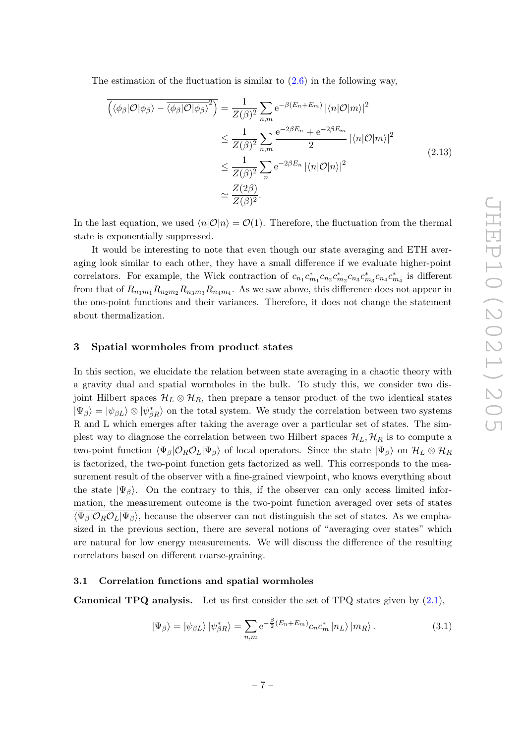The estimation of the fluctuation is similar to (2.6) in the following way,

$$
\begin{aligned}
\overline{\left(\langle\phi_\beta|\mathcal{O}|\phi_\beta\rangle - \overline{\langle\phi_\beta|\mathcal{O}|\phi_\beta\rangle}^2\right)} &= \frac{1}{Z(\beta)^2}\sum_{n,m} \mathrm{e}^{-\beta(E_n+E_m)}\,|\langle n|\mathcal{O}|m\rangle|^2 \\
&\leq \frac{1}{Z(\beta)^2}\sum_{n,m} \frac{\mathrm{e}^{-2\beta E_n}+\mathrm{e}^{-2\beta E_m}}{2}\,|\langle n|\mathcal{O}|m\rangle|^2 \\
&\leq \frac{1}{Z(\beta)^2}\sum_{n} \mathrm{e}^{-2\beta E_n}\,|\langle n|\mathcal{O}|n\rangle|^2 \\
&\simeq \frac{Z(2\beta)}{Z(\beta)^2}.
\end{aligned}
\tag{2.13}
$$

In the last equation, we used $\langle n|\mathcal{O}|n\rangle = \mathcal{O}(1)$. Therefore, the fluctuation from the thermal state is exponentially suppressed.

It would be interesting to note that even though our state averaging and ETH averaging look similar to each other, they have a small difference if we evaluate higher-point correlators. For example, the Wick contraction of $c_{n_1}c^*_{m_1}c_{n_2}c^*_{m_2}c_{n_3}c^*_{m_3}c_{n_4}c^*_{m_4}$ is different from that of $R_{n_1m_1}R_{n_2m_2}R_{n_3m_3}R_{n_4m_4}$. As we saw above, this difference does not appear in the one-point functions and their variances. Therefore, it does not change the statement about thermalization.

## 3 Spatial wormholes from product states

In this section, we elucidate the relation between state averaging in a chaotic theory with a gravity dual and spatial wormholes in the bulk. To study this, we consider two disjoint Hilbert spaces $\mathcal{H}_L\otimes\mathcal{H}_R$, then prepare a tensor product of the two identical states $|\Psi_\beta\rangle = |\psi_{\beta L}\rangle\otimes|\psi^*_{\beta R}\rangle$ on the total system. We study the correlation between two systems R and L which emerges after taking the average over a particular set of states. The simplest way to diagnose the correlation between two Hilbert spaces $\mathcal{H}_L, \mathcal{H}_R$ is to compute a two-point function $\langle\Psi_\beta|\mathcal{O}_R\mathcal{O}_L|\Psi_\beta\rangle$ of local operators. Since the state $|\Psi_\beta\rangle$ on $\mathcal{H}_L\otimes\mathcal{H}_R$ is factorized, the two-point function gets factorized as well. This corresponds to the measurement result of the observer with a fine-grained viewpoint, who knows everything about the state $|\Psi_\beta\rangle$. On the contrary to this, if the observer can only access limited information, the measurement outcome is the two-point function averaged over sets of states $\overline{\langle\Psi_\beta|\mathcal{O}_R\mathcal{O}_L|\Psi_\beta\rangle}$, because the observer can not distinguish the set of states. As we emphasized in the previous section, there are several notions of "averaging over states" which are natural for low energy measurements. We will discuss the difference of the resulting correlators based on different coarse-graining.

### 3.1 Correlation functions and spatial wormholes

**Canonical TPQ analysis.** Let us first consider the set of TPQ states given by (2.1),

$$
|\Psi_\beta\rangle = |\psi_{\beta L}\rangle\,|\psi^*_{\beta R}\rangle = \sum_{n,m}\mathrm{e}^{-\frac{\beta}{2}(E_n+E_m)}c_n c^*_m\,|n_L\rangle\,|m_R\rangle\,. \tag{3.1}
$$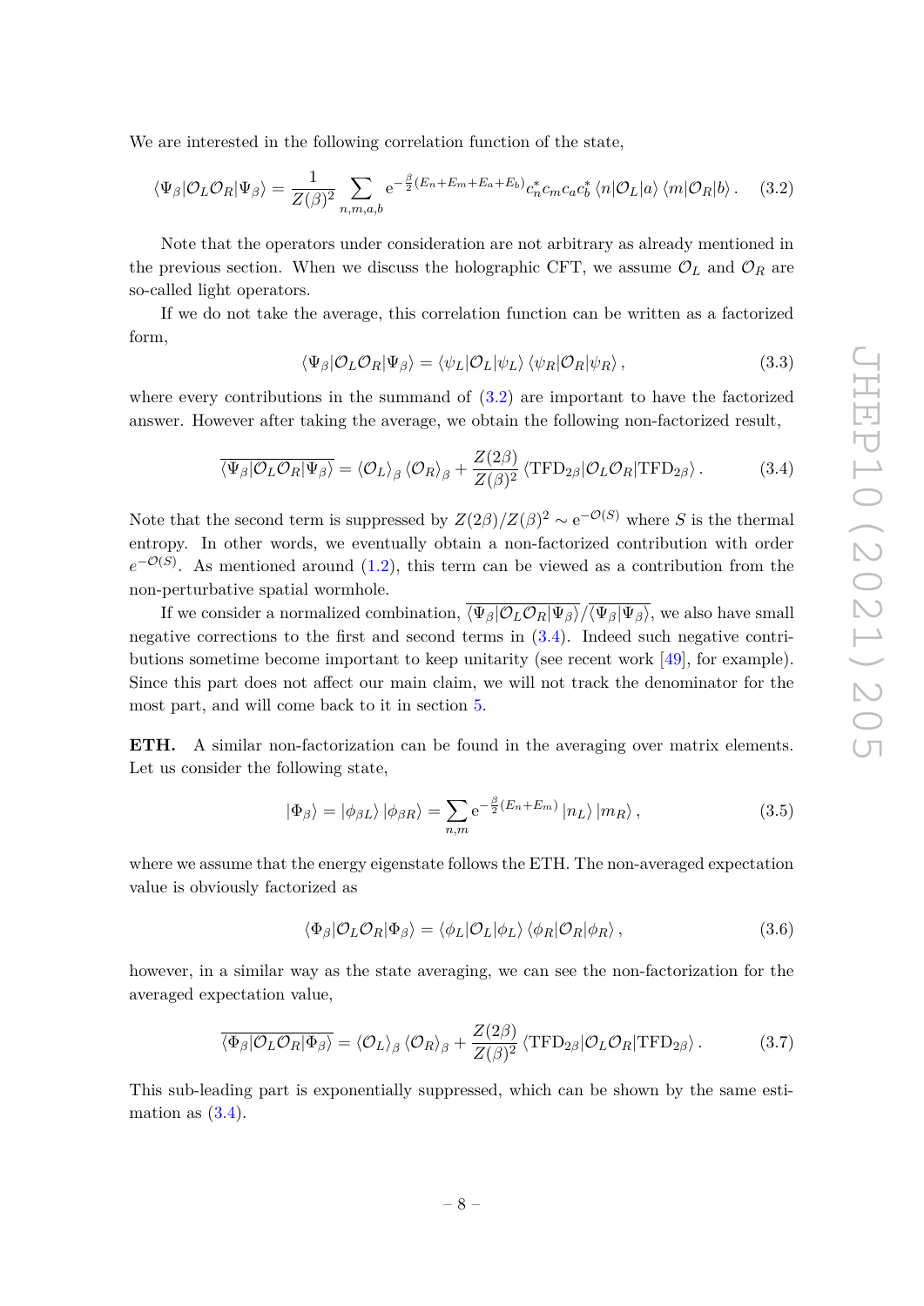We are interested in the following correlation function of the state,

$$\langle \Psi_\beta | \mathcal{O}_L \mathcal{O}_R | \Psi_\beta \rangle = \frac{1}{Z(\beta)^2} \sum_{n,m,a,b} \mathrm{e}^{-\frac{\beta}{2}(E_n+E_m+E_a+E_b)} c_n^* c_m c_a c_b^* \langle n | \mathcal{O}_L | a \rangle \langle m | \mathcal{O}_R | b \rangle . \tag{3.2}$$

Note that the operators under consideration are not arbitrary as already mentioned in the previous section. When we discuss the holographic CFT, we assume $\mathcal{O}_L$ and $\mathcal{O}_R$ are so-called light operators.

If we do not take the average, this correlation function can be written as a factorized form,

$$\langle \Psi_\beta | \mathcal{O}_L \mathcal{O}_R | \Psi_\beta \rangle = \langle \psi_L | \mathcal{O}_L | \psi_L \rangle \langle \psi_R | \mathcal{O}_R | \psi_R \rangle , \tag{3.3}$$

where every contributions in the summand of (3.2) are important to have the factorized answer. However after taking the average, we obtain the following non-factorized result,

$$\overline{\langle \Psi_\beta | \mathcal{O}_L \mathcal{O}_R | \Psi_\beta \rangle} = \langle \mathcal{O}_L \rangle_\beta \langle \mathcal{O}_R \rangle_\beta + \frac{Z(2\beta)}{Z(\beta)^2} \langle \mathrm{TFD}_{2\beta} | \mathcal{O}_L \mathcal{O}_R | \mathrm{TFD}_{2\beta} \rangle . \tag{3.4}$$

Note that the second term is suppressed by $Z(2\beta)/Z(\beta)^2 \sim \mathrm{e}^{-\mathcal{O}(S)}$ where $S$ is the thermal entropy. In other words, we eventually obtain a non-factorized contribution with order $e^{-\mathcal{O}(S)}$. As mentioned around (1.2), this term can be viewed as a contribution from the non-perturbative spatial wormhole.

If we consider a normalized combination, $\overline{\langle \Psi_\beta | \mathcal{O}_L \mathcal{O}_R | \Psi_\beta \rangle} / \overline{\langle \Psi_\beta | \Psi_\beta \rangle}$, we also have small negative corrections to the first and second terms in (3.4). Indeed such negative contributions sometime become important to keep unitarity (see recent work [49], for example). Since this part does not affect our main claim, we will not track the denominator for the most part, and will come back to it in section 5.

**ETH.** A similar non-factorization can be found in the averaging over matrix elements. Let us consider the following state,

$$|\Phi_\beta\rangle = |\phi_{\beta L}\rangle |\phi_{\beta R}\rangle = \sum_{n,m} \mathrm{e}^{-\frac{\beta}{2}(E_n+E_m)} |n_L\rangle |m_R\rangle , \tag{3.5}$$

where we assume that the energy eigenstate follows the ETH. The non-averaged expectation value is obviously factorized as

$$\langle \Phi_\beta | \mathcal{O}_L \mathcal{O}_R | \Phi_\beta \rangle = \langle \phi_L | \mathcal{O}_L | \phi_L \rangle \langle \phi_R | \mathcal{O}_R | \phi_R \rangle , \tag{3.6}$$

however, in a similar way as the state averaging, we can see the non-factorization for the averaged expectation value,

$$\overline{\langle \Phi_\beta | \mathcal{O}_L \mathcal{O}_R | \Phi_\beta \rangle} = \langle \mathcal{O}_L \rangle_\beta \langle \mathcal{O}_R \rangle_\beta + \frac{Z(2\beta)}{Z(\beta)^2} \langle \mathrm{TFD}_{2\beta} | \mathcal{O}_L \mathcal{O}_R | \mathrm{TFD}_{2\beta} \rangle . \tag{3.7}$$

This sub-leading part is exponentially suppressed, which can be shown by the same estimation as (3.4).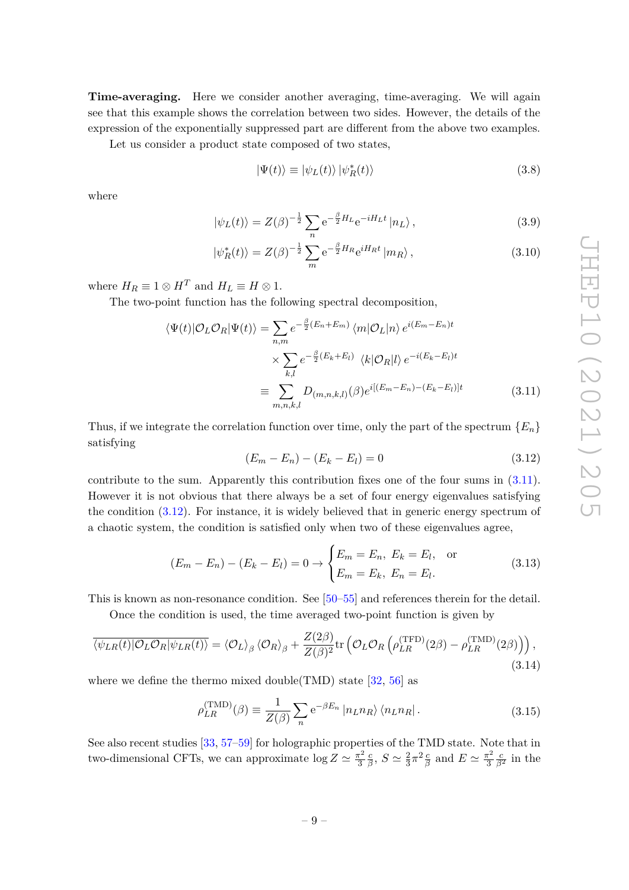**Time-averaging.** Here we consider another averaging, time-averaging. We will again see that this example shows the correlation between two sides. However, the details of the expression of the exponentially suppressed part are different from the above two examples.

Let us consider a product state composed of two states,

$$|\Psi(t)\rangle \equiv |\psi_L(t)\rangle\, |\psi_R^*(t)\rangle \tag{3.8}$$

where

$$|\psi_L(t)\rangle = Z(\beta)^{-\frac{1}{2}} \sum_n \mathrm{e}^{-\frac{\beta}{2}H_L} \mathrm{e}^{-iH_L t} \,|n_L\rangle\,, \tag{3.9}$$

$$|\psi_R^*(t)\rangle = Z(\beta)^{-\frac{1}{2}} \sum_m \mathrm{e}^{-\frac{\beta}{2}H_R} \mathrm{e}^{iH_R t} \,|m_R\rangle\,, \tag{3.10}$$

where $H_R \equiv 1 \otimes H^T$ and $H_L \equiv H \otimes 1$.

The two-point function has the following spectral decomposition,

$$\begin{aligned}
\langle \Psi(t)|\mathcal{O}_L \mathcal{O}_R|\Psi(t)\rangle &= \sum_{n,m} e^{-\frac{\beta}{2}(E_n+E_m)} \langle m|\mathcal{O}_L|n\rangle\, e^{i(E_m-E_n)t} \\
&\quad \times \sum_{k,l} e^{-\frac{\beta}{2}(E_k+E_l)} \;\langle k|\mathcal{O}_R|l\rangle\, e^{-i(E_k-E_l)t} \\
&\equiv \sum_{m,n,k,l} D_{(m,n,k,l)}(\beta) e^{i[(E_m-E_n)-(E_k-E_l)]t}
\end{aligned} \tag{3.11}$$

Thus, if we integrate the correlation function over time, only the part of the spectrum $\{E_n\}$ satisfying

$$(E_m - E_n) - (E_k - E_l) = 0 \tag{3.12}$$

contribute to the sum. Apparently this contribution fixes one of the four sums in (3.11). However it is not obvious that there always be a set of four energy eigenvalues satisfying the condition (3.12). For instance, it is widely believed that in generic energy spectrum of a chaotic system, the condition is satisfied only when two of these eigenvalues agree,

$$(E_m - E_n) - (E_k - E_l) = 0 \rightarrow \begin{cases} E_m = E_n,\ E_k = E_l, & \text{or} \\ E_m = E_k,\ E_n = E_l. \end{cases} \tag{3.13}$$

This is known as non-resonance condition. See [50–55] and references therein for the detail.

Once the condition is used, the time averaged two-point function is given by

$$\overline{\langle \psi_{LR}(t)|\mathcal{O}_L \mathcal{O}_R|\psi_{LR}(t)\rangle} = \langle \mathcal{O}_L\rangle_\beta \,\langle \mathcal{O}_R\rangle_\beta + \frac{Z(2\beta)}{Z(\beta)^2} \mathrm{tr}\left(\mathcal{O}_L \mathcal{O}_R \left(\rho_{LR}^{(\mathrm{TFD})}(2\beta) - \rho_{LR}^{(\mathrm{TMD})}(2\beta)\right)\right), \tag{3.14}$$

where we define the thermo mixed double(TMD) state [32, 56] as

$$\rho_{LR}^{(\mathrm{TMD})}(\beta) \equiv \frac{1}{Z(\beta)} \sum_n \mathrm{e}^{-\beta E_n} \,|n_L n_R\rangle\, \langle n_L n_R|\,. \tag{3.15}$$

See also recent studies [33, 57–59] for holographic properties of the TMD state. Note that in two-dimensional CFTs, we can approximate $\log Z \simeq \frac{\pi^2}{3}\frac{c}{\beta}$, $S \simeq \frac{2}{3}\pi^2 \frac{c}{\beta}$ and $E \simeq \frac{\pi^2}{3}\frac{c}{\beta^2}$ in the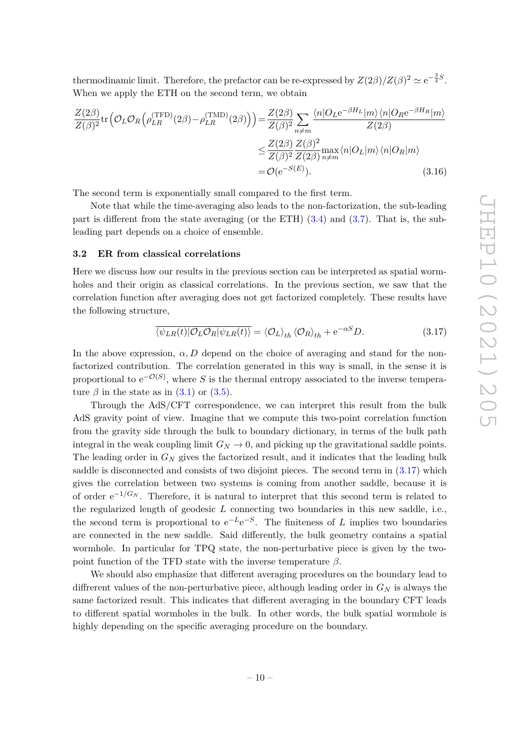thermodinamic limit. Therefore, the prefactor can be re-expressed by $Z(2\beta)/Z(\beta)^2 \simeq \mathrm{e}^{-\frac{3}{4}S}$. When we apply the ETH on the second term, we obtain

$$
\begin{aligned}
\frac{Z(2\beta)}{Z(\beta)^2}\mathrm{tr}\Big(\mathcal{O}_L\mathcal{O}_R\Big(\rho_{LR}^{(\mathrm{TFD})}(2\beta)-\rho_{LR}^{(\mathrm{TMD})}(2\beta)\Big)\Big) &= \frac{Z(2\beta)}{Z(\beta)^2}\sum_{n\neq m}\frac{\langle n|O_L\mathrm{e}^{-\beta H_L}|m\rangle\langle n|O_R\mathrm{e}^{-\beta H_R}|m\rangle}{Z(2\beta)} \\
&\leq \frac{Z(2\beta)}{Z(\beta)^2}\frac{Z(\beta)^2}{Z(2\beta)}\max_{n\neq m}\langle n|O_L|m\rangle\langle n|O_R|m\rangle \\
&= \mathcal{O}(\mathrm{e}^{-S(E)}).
\end{aligned} \tag{3.16}
$$

The second term is exponentially small compared to the first term.

Note that while the time-averaging also leads to the non-factorization, the sub-leading part is different from the state averaging (or the ETH) (3.4) and (3.7). That is, the sub-leading part depends on a choice of ensemble.

### 3.2 ER from classical correlations

Here we discuss how our results in the previous section can be interpreted as spatial wormholes and their origin as classical correlations. In the previous section, we saw that the correlation function after averaging does not get factorized completely. These results have the following structure,

$$
\overline{\langle\psi_{LR}(t)|\mathcal{O}_L\mathcal{O}_R|\psi_{LR}(t)\rangle} = \langle\mathcal{O}_L\rangle_{th}\langle\mathcal{O}_R\rangle_{th} + \mathrm{e}^{-\alpha S}D. \tag{3.17}
$$

In the above expression, $\alpha, D$ depend on the choice of averaging and stand for the non-factorized contribution. The correlation generated in this way is small, in the sense it is proportional to $\mathrm{e}^{-\mathcal{O}(S)}$, where $S$ is the thermal entropy associated to the inverse temperature $\beta$ in the state as in (3.1) or (3.5).

Through the AdS/CFT correspondence, we can interpret this result from the bulk AdS gravity point of view. Imagine that we compute this two-point correlation function from the gravity side through the bulk to boundary dictionary, in terms of the bulk path integral in the weak coupling limit $G_N \to 0$, and picking up the gravitational saddle points. The leading order in $G_N$ gives the factorized result, and it indicates that the leading bulk saddle is disconnected and consists of two disjoint pieces. The second term in (3.17) which gives the correlation between two systems is coming from another saddle, because it is of order $\mathrm{e}^{-1/G_N}$. Therefore, it is natural to interpret that this second term is related to the regularized length of geodesic $L$ connecting two boundaries in this new saddle, i.e., the second term is proportional to $\mathrm{e}^{-L}\mathrm{e}^{-S}$. The finiteness of $L$ implies two boundaries are connected in the new saddle. Said differently, the bulk geometry contains a spatial wormhole. In particular for TPQ state, the non-perturbative piece is given by the two-point function of the TFD state with the inverse temperature $\beta$.

We should also emphasize that different averaging procedures on the boundary lead to diffrent values of the non-perturbative piece, although leading order in $G_N$ is always the same factorized result. This indicates that different averaging in the boundary CFT leads to different spatial wormholes in the bulk. In other words, the bulk spatial wormhole is highly depending on the specific averaging procedure on the boundary.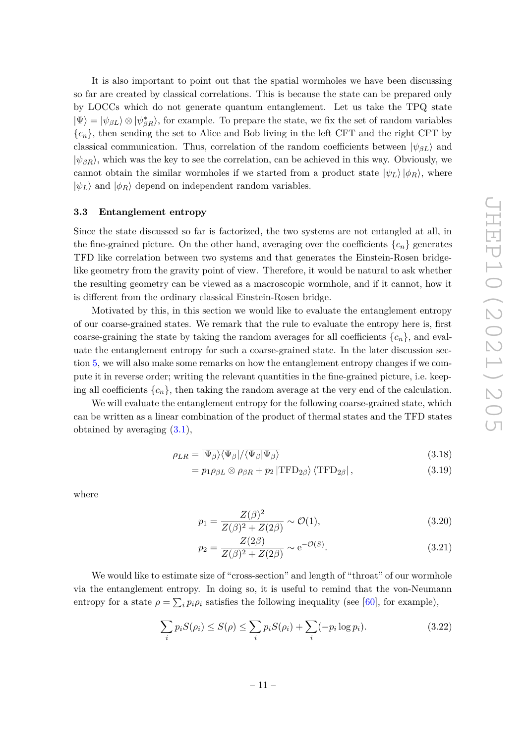It is also important to point out that the spatial wormholes we have been discussing so far are created by classical correlations. This is because the state can be prepared only by LOCCs which do not generate quantum entanglement. Let us take the TPQ state $|\Psi\rangle = |\psi_{\beta L}\rangle \otimes |\psi^*_{\beta R}\rangle$, for example. To prepare the state, we fix the set of random variables $\{c_n\}$, then sending the set to Alice and Bob living in the left CFT and the right CFT by classical communication. Thus, correlation of the random coefficients between $|\psi_{\beta L}\rangle$ and $|\psi_{\beta R}\rangle$, which was the key to see the correlation, can be achieved in this way. Obviously, we cannot obtain the similar wormholes if we started from a product state $|\psi_L\rangle |\phi_R\rangle$, where $|\psi_L\rangle$ and $|\phi_R\rangle$ depend on independent random variables.

### 3.3 Entanglement entropy

Since the state discussed so far is factorized, the two systems are not entangled at all, in the fine-grained picture. On the other hand, averaging over the coefficients $\{c_n\}$ generates TFD like correlation between two systems and that generates the Einstein-Rosen bridge-like geometry from the gravity point of view. Therefore, it would be natural to ask whether the resulting geometry can be viewed as a macroscopic wormhole, and if it cannot, how it is different from the ordinary classical Einstein-Rosen bridge.

Motivated by this, in this section we would like to evaluate the entanglement entropy of our coarse-grained states. We remark that the rule to evaluate the entropy here is, first coarse-graining the state by taking the random averages for all coefficients $\{c_n\}$, and evaluate the entanglement entropy for such a coarse-grained state. In the later discussion section 5, we will also make some remarks on how the entanglement entropy changes if we compute it in reverse order; writing the relevant quantities in the fine-grained picture, i.e. keeping all coefficients $\{c_n\}$, then taking the random average at the very end of the calculation.

We will evaluate the entanglement entropy for the following coarse-grained state, which can be written as a linear combination of the product of thermal states and the TFD states obtained by averaging (3.1),

$$\overline{\rho_{LR}} = \overline{|\Psi_\beta\rangle\langle\Psi_\beta|}/\overline{\langle\Psi_\beta|\Psi_\beta\rangle} \tag{3.18}$$

$$= p_1 \rho_{\beta L} \otimes \rho_{\beta R} + p_2 \, |\mathrm{TFD}_{2\beta}\rangle \, \langle \mathrm{TFD}_{2\beta}| \,, \tag{3.19}$$

where

$$p_1 = \frac{Z(\beta)^2}{Z(\beta)^2 + Z(2\beta)} \sim \mathcal{O}(1), \tag{3.20}$$

$$p_2 = \frac{Z(2\beta)}{Z(\beta)^2 + Z(2\beta)} \sim \mathrm{e}^{-\mathcal{O}(S)}. \tag{3.21}$$

We would like to estimate size of "cross-section" and length of "throat" of our wormhole via the entanglement entropy. In doing so, it is useful to remind that the von-Neumann entropy for a state $\rho = \sum_i p_i \rho_i$ satisfies the following inequality (see [60], for example),

$$\sum_i p_i S(\rho_i) \leq S(\rho) \leq \sum_i p_i S(\rho_i) + \sum_i (-p_i \log p_i). \tag{3.22}$$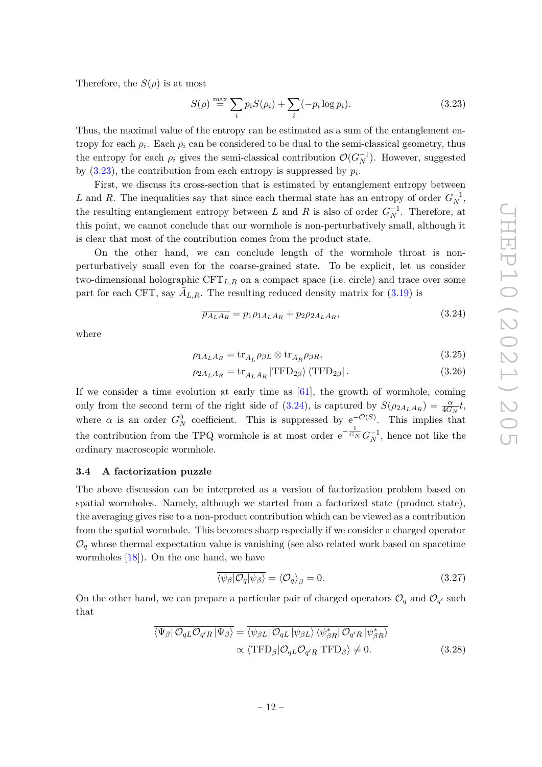Therefore, the $S(\rho)$ is at most

$$S(\rho) \overset{\max}{=} \sum_i p_i S(\rho_i) + \sum_i (-p_i \log p_i). \tag{3.23}$$

Thus, the maximal value of the entropy can be estimated as a sum of the entanglement entropy for each $\rho_i$. Each $\rho_i$ can be considered to be dual to the semi-classical geometry, thus the entropy for each $\rho_i$ gives the semi-classical contribution $\mathcal{O}(G_N^{-1})$. However, suggested by (3.23), the contribution from each entropy is suppressed by $p_i$.

First, we discuss its cross-section that is estimated by entanglement entropy between $L$ and $R$. The inequalities say that since each thermal state has an entropy of order $G_N^{-1}$, the resulting entanglement entropy between $L$ and $R$ is also of order $G_N^{-1}$. Therefore, at this point, we cannot conclude that our wormhole is non-perturbatively small, although it is clear that most of the contribution comes from the product state.

On the other hand, we can conclude length of the wormhole throat is non-perturbatively small even for the coarse-grained state. To be explicit, let us consider two-dimensional holographic $\mathrm{CFT}_{L,R}$ on a compact space (i.e. circle) and trace over some part for each CFT, say $\bar{A}_{L,R}$. The resulting reduced density matrix for (3.19) is

$$\overline{\rho_{A_L A_R}} = p_1 \rho_{1 A_L A_R} + p_2 \rho_{2 A_L A_R}, \tag{3.24}$$

where

$$\rho_{1 A_L A_R} = \mathrm{tr}_{\bar{A}_L} \rho_{\beta L} \otimes \mathrm{tr}_{\bar{A}_R} \rho_{\beta R}, \tag{3.25}$$

$$\rho_{2 A_L A_R} = \mathrm{tr}_{\bar{A}_L \bar{A}_R} \left|\mathrm{TFD}_{2\beta}\right\rangle \left\langle \mathrm{TFD}_{2\beta}\right|. \tag{3.26}$$

If we consider a time evolution at early time as [61], the growth of wormhole, coming only from the second term of the right side of (3.24), is captured by $S(\rho_{2 A_L A_R}) = \frac{\alpha}{4 G_N} t$, where $\alpha$ is an order $G_N^0$ coefficient. This is suppressed by $\mathrm{e}^{-\mathcal{O}(S)}$. This implies that the contribution from the TPQ wormhole is at most order $\mathrm{e}^{-\frac{1}{G_N}} G_N^{-1}$, hence not like the ordinary macroscopic wormhole.

### 3.4 A factorization puzzle

The above discussion can be interpreted as a version of factorization problem based on spatial wormholes. Namely, although we started from a factorized state (product state), the averaging gives rise to a non-product contribution which can be viewed as a contribution from the spatial wormhole. This becomes sharp especially if we consider a charged operator $\mathcal{O}_q$ whose thermal expectation value is vanishing (see also related work based on spacetime wormholes [18]). On the one hand, we have

$$\overline{\langle \psi_\beta | \mathcal{O}_q | \psi_\beta \rangle} = \langle \mathcal{O}_q \rangle_\beta = 0. \tag{3.27}$$

On the other hand, we can prepare a particular pair of charged operators $\mathcal{O}_q$ and $\mathcal{O}_{q'}$ such that

$$\begin{aligned}
\overline{\langle \Psi_\beta | \, \mathcal{O}_{qL} \mathcal{O}_{q'R} \, | \Psi_\beta \rangle} &= \overline{\langle \psi_{\beta L} | \, \mathcal{O}_{qL} \, | \psi_{\beta L} \rangle \, \langle \psi^*_{\beta R} | \, \mathcal{O}_{q'R} \, | \psi^*_{\beta R} \rangle} \\
&\propto \langle \mathrm{TFD}_\beta | \mathcal{O}_{qL} \mathcal{O}_{q'R} | \mathrm{TFD}_\beta \rangle \neq 0.
\end{aligned} \tag{3.28}$$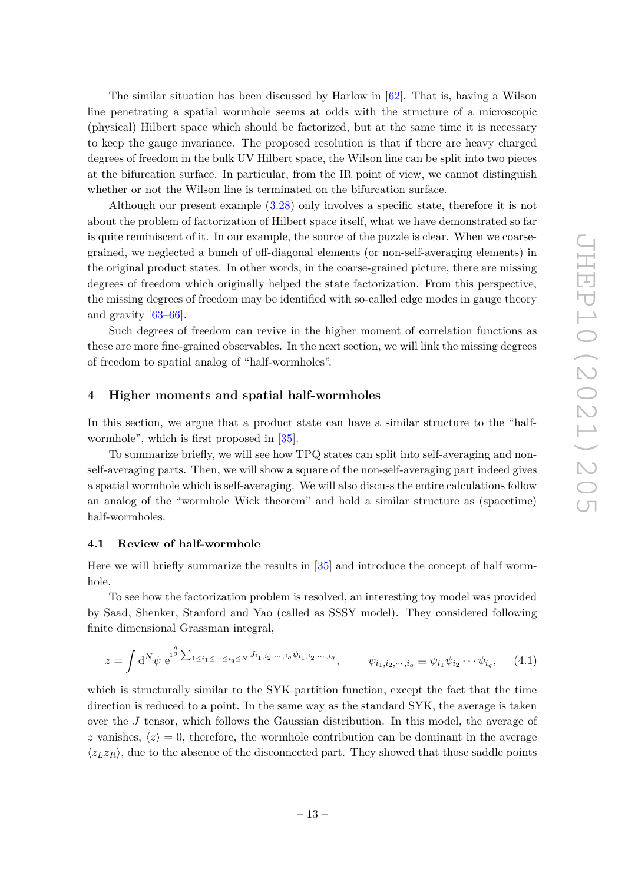The similar situation has been discussed by Harlow in [62]. That is, having a Wilson line penetrating a spatial wormhole seems at odds with the structure of a microscopic (physical) Hilbert space which should be factorized, but at the same time it is necessary to keep the gauge invariance. The proposed resolution is that if there are heavy charged degrees of freedom in the bulk UV Hilbert space, the Wilson line can be split into two pieces at the bifurcation surface. In particular, from the IR point of view, we cannot distinguish whether or not the Wilson line is terminated on the bifurcation surface.

Although our present example (3.28) only involves a specific state, therefore it is not about the problem of factorization of Hilbert space itself, what we have demonstrated so far is quite reminiscent of it. In our example, the source of the puzzle is clear. When we coarse-grained, we neglected a bunch of off-diagonal elements (or non-self-averaging elements) in the original product states. In other words, in the coarse-grained picture, there are missing degrees of freedom which originally helped the state factorization. From this perspective, the missing degrees of freedom may be identified with so-called edge modes in gauge theory and gravity [63–66].

Such degrees of freedom can revive in the higher moment of correlation functions as these are more fine-grained observables. In the next section, we will link the missing degrees of freedom to spatial analog of "half-wormholes".

## 4 Higher moments and spatial half-wormholes

In this section, we argue that a product state can have a similar structure to the "half-wormhole", which is first proposed in [35].

To summarize briefly, we will see how TPQ states can split into self-averaging and non-self-averaging parts. Then, we will show a square of the non-self-averaging part indeed gives a spatial wormhole which is self-averaging. We will also discuss the entire calculations follow an analog of the "wormhole Wick theorem" and hold a similar structure as (spacetime) half-wormholes.

### 4.1 Review of half-wormhole

Here we will briefly summarize the results in [35] and introduce the concept of half wormhole.

To see how the factorization problem is resolved, an interesting toy model was provided by Saad, Shenker, Stanford and Yao (called as SSSY model). They considered following finite dimensional Grassman integral,

$$z = \int \mathrm{d}^N\psi \; \mathrm{e}^{\mathrm{i}^{\frac{q}{2}} \sum_{1\leq i_1 \leq \cdots \leq i_q \leq N} J_{i_1,i_2,\cdots,i_q} \psi_{i_1,i_2,\cdots,i_q}}, \qquad \psi_{i_1,i_2,\cdots,i_q} \equiv \psi_{i_1}\psi_{i_2}\cdots\psi_{i_q}, \tag{4.1}$$

which is structurally similar to the SYK partition function, except the fact that the time direction is reduced to a point. In the same way as the standard SYK, the average is taken over the $J$ tensor, which follows the Gaussian distribution. In this model, the average of $z$ vanishes, $\langle z \rangle = 0$, therefore, the wormhole contribution can be dominant in the average $\langle z_L z_R \rangle$, due to the absence of the disconnected part. They showed that those saddle points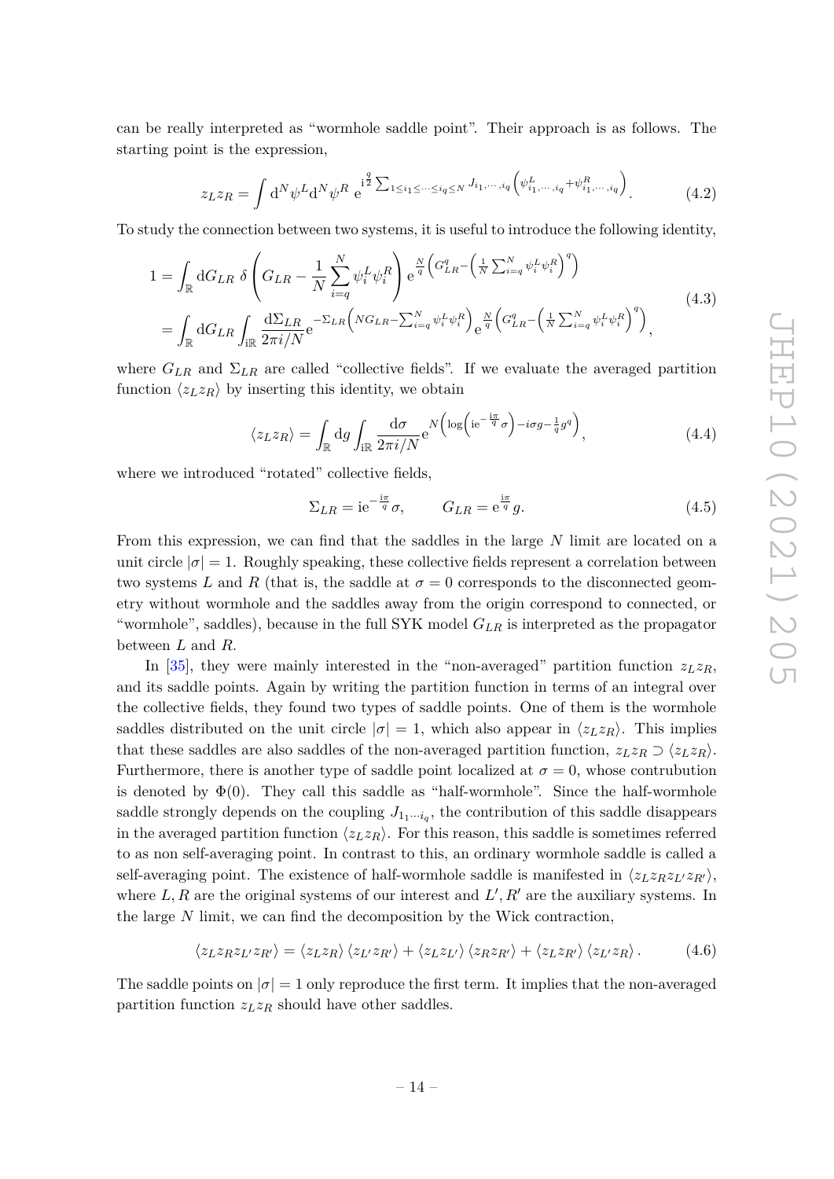can be really interpreted as "wormhole saddle point". Their approach is as follows. The starting point is the expression,

$$z_L z_R = \int \mathrm{d}^N\psi^L \mathrm{d}^N\psi^R \, \mathrm{e}^{\mathrm{i}^{\frac{q}{2}} \sum_{1\leq i_1 \leq \cdots \leq i_q \leq N} J_{i_1,\cdots,i_q}\left(\psi^L_{i_1,\cdots,i_q} + \psi^R_{i_1,\cdots,i_q}\right)}. \tag{4.2}$$

To study the connection between two systems, it is useful to introduce the following identity,

$$\begin{aligned}
1 &= \int_{\mathbb{R}} \mathrm{d}G_{LR} \, \delta\left(G_{LR} - \frac{1}{N}\sum_{i=q}^{N} \psi_i^L \psi_i^R\right) \mathrm{e}^{\frac{N}{q}\left(G_{LR}^q - \left(\frac{1}{N}\sum_{i=q}^N \psi_i^L\psi_i^R\right)^q\right)} \\
&= \int_{\mathbb{R}} \mathrm{d}G_{LR} \int_{\mathrm{i}\mathbb{R}} \frac{\mathrm{d}\Sigma_{LR}}{2\pi i/N} \mathrm{e}^{-\Sigma_{LR}\left(NG_{LR} - \sum_{i=q}^N \psi_i^L\psi_i^R\right)} \mathrm{e}^{\frac{N}{q}\left(G_{LR}^q - \left(\frac{1}{N}\sum_{i=q}^N \psi_i^L\psi_i^R\right)^q\right)},
\end{aligned} \tag{4.3}$$

where $G_{LR}$ and $\Sigma_{LR}$ are called "collective fields". If we evaluate the averaged partition function $\langle z_L z_R \rangle$ by inserting this identity, we obtain

$$\langle z_L z_R \rangle = \int_{\mathbb{R}} \mathrm{d}g \int_{\mathrm{i}\mathbb{R}} \frac{\mathrm{d}\sigma}{2\pi i/N} \mathrm{e}^{N\left(\log\left(\mathrm{i}\mathrm{e}^{-\frac{\mathrm{i}\pi}{q}}\sigma\right) - i\sigma g - \frac{1}{q}g^q\right)}, \tag{4.4}$$

where we introduced "rotated" collective fields,

$$\Sigma_{LR} = \mathrm{i}\mathrm{e}^{-\frac{\mathrm{i}\pi}{q}}\sigma, \qquad G_{LR} = \mathrm{e}^{\frac{\mathrm{i}\pi}{q}} g. \tag{4.5}$$

From this expression, we can find that the saddles in the large $N$ limit are located on a unit circle $|\sigma| = 1$. Roughly speaking, these collective fields represent a correlation between two systems $L$ and $R$ (that is, the saddle at $\sigma = 0$ corresponds to the disconnected geometry without wormhole and the saddles away from the origin correspond to connected, or "wormhole", saddles), because in the full SYK model $G_{LR}$ is interpreted as the propagator between $L$ and $R$.

In [35], they were mainly interested in the "non-averaged" partition function $z_L z_R$, and its saddle points. Again by writing the partition function in terms of an integral over the collective fields, they found two types of saddle points. One of them is the wormhole saddles distributed on the unit circle $|\sigma| = 1$, which also appear in $\langle z_L z_R \rangle$. This implies that these saddles are also saddles of the non-averaged partition function, $z_L z_R \supset \langle z_L z_R \rangle$. Furthermore, there is another type of saddle point localized at $\sigma = 0$, whose contrubution is denoted by $\Phi(0)$. They call this saddle as "half-wormhole". Since the half-wormhole saddle strongly depends on the coupling $J_{1_1\cdots i_q}$, the contribution of this saddle disappears in the averaged partition function $\langle z_L z_R \rangle$. For this reason, this saddle is sometimes referred to as non self-averaging point. In contrast to this, an ordinary wormhole saddle is called a self-averaging point. The existence of half-wormhole saddle is manifested in $\langle z_L z_R z_{L'} z_{R'} \rangle$, where $L, R$ are the original systems of our interest and $L', R'$ are the auxiliary systems. In the large $N$ limit, we can find the decomposition by the Wick contraction,

$$\langle z_L z_R z_{L'} z_{R'} \rangle = \langle z_L z_R \rangle \langle z_{L'} z_{R'} \rangle + \langle z_L z_{L'} \rangle \langle z_R z_{R'} \rangle + \langle z_L z_{R'} \rangle \langle z_{L'} z_R \rangle. \tag{4.6}$$

The saddle points on $|\sigma| = 1$ only reproduce the first term. It implies that the non-averaged partition function $z_L z_R$ should have other saddles.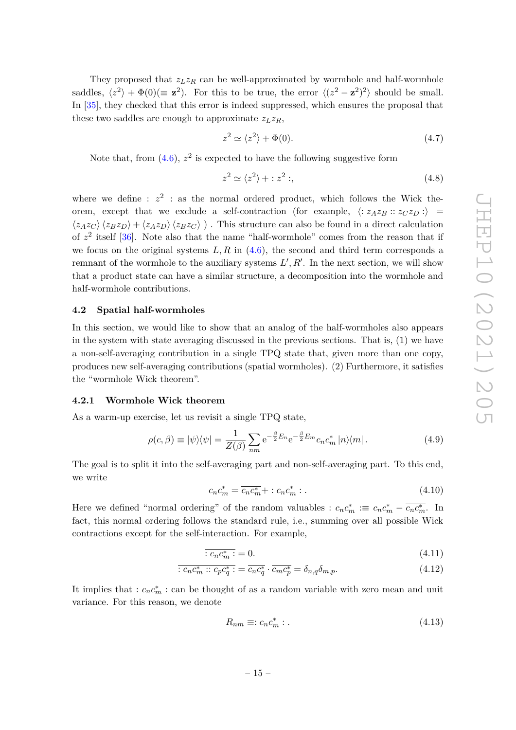They proposed that $z_L z_R$ can be well-approximated by wormhole and half-wormhole saddles, $\langle z^2 \rangle + \Phi(0) (\equiv \mathbf{z}^2)$. For this to be true, the error $\langle (z^2 - \mathbf{z}^2)^2 \rangle$ should be small. In [35], they checked that this error is indeed suppressed, which ensures the proposal that these two saddles are enough to approximate $z_L z_R$,

$$z^2 \simeq \langle z^2 \rangle + \Phi(0). \tag{4.7}$$

Note that, from (4.6), $z^2$ is expected to have the following suggestive form

$$z^2 \simeq \langle z^2 \rangle + :z^2:, \tag{4.8}$$

where we define $:z^2:$ as the normal ordered product, which follows the Wick theorem, except that we exclude a self-contraction (for example, $\langle :z_A z_B::z_C z_D: \rangle = \langle z_A z_C \rangle \langle z_B z_D \rangle + \langle z_A z_D \rangle \langle z_B z_C \rangle$ ) . This structure can also be found in a direct calculation of $z^2$ itself [36]. Note also that the name "half-wormhole" comes from the reason that if we focus on the original systems $L, R$ in (4.6), the second and third term corresponds a remnant of the wormhole to the auxiliary systems $L', R'$. In the next section, we will show that a product state can have a similar structure, a decomposition into the wormhole and half-wormhole contributions.

### 4.2 Spatial half-wormholes

In this section, we would like to show that an analog of the half-wormholes also appears in the system with state averaging discussed in the previous sections. That is, (1) we have a non-self-averaging contribution in a single TPQ state that, given more than one copy, produces new self-averaging contributions (spatial wormholes). (2) Furthermore, it satisfies the "wormhole Wick theorem".

#### 4.2.1 Wormhole Wick theorem

As a warm-up exercise, let us revisit a single TPQ state,

$$\rho(c, \beta) \equiv |\psi\rangle\langle\psi| = \frac{1}{Z(\beta)} \sum_{nm} \mathrm{e}^{-\frac{\beta}{2} E_n} \mathrm{e}^{-\frac{\beta}{2} E_m} c_n c_m^* \, |n\rangle\langle m| \, . \tag{4.9}$$

The goal is to split it into the self-averaging part and non-self-averaging part. To this end, we write

$$c_n c_m^* = \overline{c_n c_m^*} + :c_n c_m^*: . \tag{4.10}$$

Here we defined "normal ordering" of the random valuables $:c_n c_m^*: \equiv c_n c_m^* - \overline{c_n c_m^*}$. In fact, this normal ordering follows the standard rule, i.e., summing over all possible Wick contractions except for the self-interaction. For example,

$$\overline{:c_n c_m^*:} = 0. \tag{4.11}$$

$$\overline{:c_n c_m^*::c_p c_q^*:} = \overline{c_n c_q^*} \cdot \overline{c_m c_p^*} = \delta_{n,q} \delta_{m,p}. \tag{4.12}$$

It implies that $:c_n c_m^*:$ can be thought of as a random variable with zero mean and unit variance. For this reason, we denote

$$R_{nm} \equiv :c_n c_m^*: . \tag{4.13}$$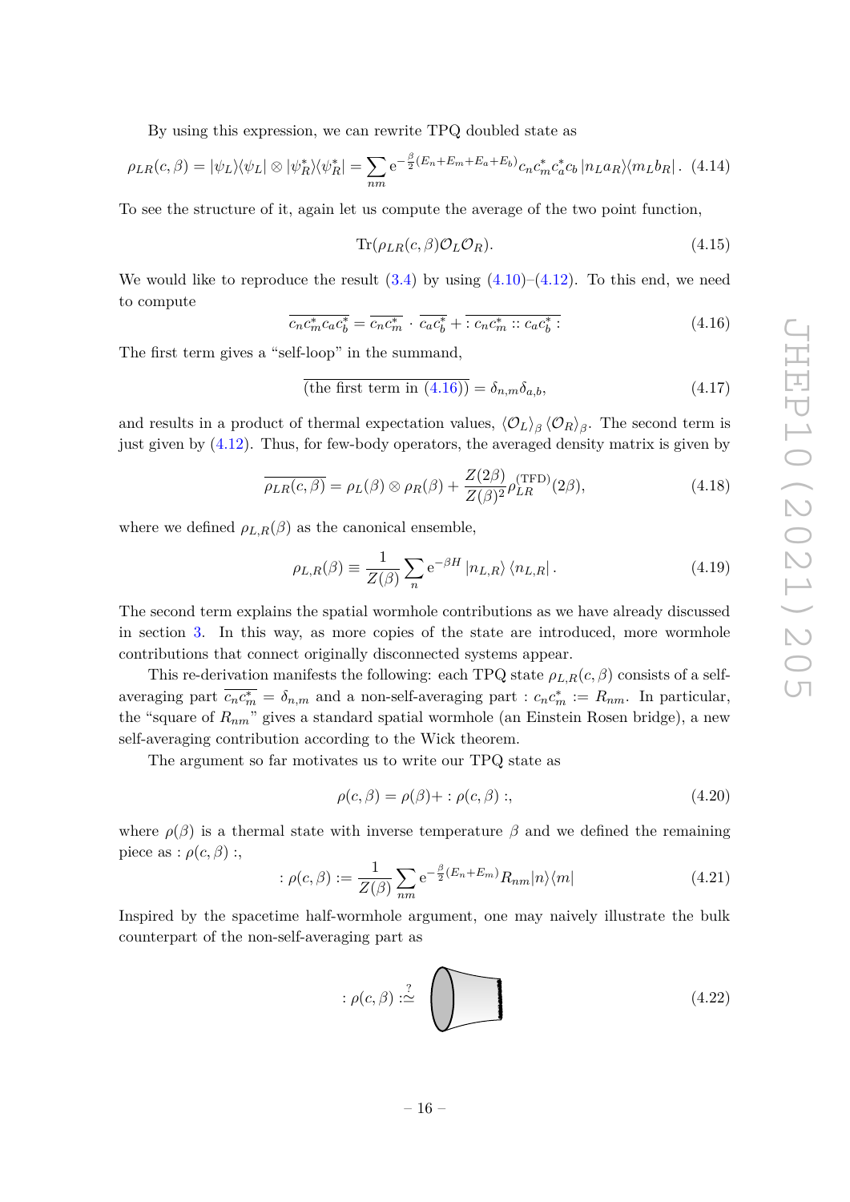By using this expression, we can rewrite TPQ doubled state as

$$\rho_{LR}(c,\beta) = |\psi_L\rangle\langle\psi_L| \otimes |\psi_R^*\rangle\langle\psi_R^*| = \sum_{nm} \mathrm{e}^{-\frac{\beta}{2}(E_n+E_m+E_a+E_b)} c_n c_m^* c_a^* c_b \, |n_L a_R\rangle\langle m_L b_R| \,. \tag{4.14}$$

To see the structure of it, again let us compute the average of the two point function,

$$\mathrm{Tr}(\rho_{LR}(c,\beta)\mathcal{O}_L\mathcal{O}_R). \tag{4.15}$$

We would like to reproduce the result (3.4) by using (4.10)–(4.12). To this end, we need to compute

$$\overline{c_n c_m^* c_a c_b^*} = \overline{c_n c_m^*} \cdot \overline{c_a c_b^*} + \overline{: c_n c_m^* :: c_a c_b^* :} \tag{4.16}$$

The first term gives a "self-loop" in the summand,

$$\overline{(\text{the first term in (4.16)})} = \delta_{n,m}\delta_{a,b}, \tag{4.17}$$

and results in a product of thermal expectation values, $\langle \mathcal{O}_L \rangle_\beta \langle \mathcal{O}_R \rangle_\beta$. The second term is just given by (4.12). Thus, for few-body operators, the averaged density matrix is given by

$$\overline{\rho_{LR}(c,\beta)} = \rho_L(\beta) \otimes \rho_R(\beta) + \frac{Z(2\beta)}{Z(\beta)^2} \rho_{LR}^{(\mathrm{TFD})}(2\beta), \tag{4.18}$$

where we defined $\rho_{L,R}(\beta)$ as the canonical ensemble,

$$\rho_{L,R}(\beta) \equiv \frac{1}{Z(\beta)} \sum_n \mathrm{e}^{-\beta H} \, |n_{L,R}\rangle \, \langle n_{L,R}| \,. \tag{4.19}$$

The second term explains the spatial wormhole contributions as we have already discussed in section 3. In this way, as more copies of the state are introduced, more wormhole contributions that connect originally disconnected systems appear.

This re-derivation manifests the following: each TPQ state $\rho_{L,R}(c,\beta)$ consists of a self-averaging part $\overline{c_n c_m^*} = \delta_{n,m}$ and a non-self-averaging part $: c_n c_m^* := R_{nm}$. In particular, the "square of $R_{nm}$" gives a standard spatial wormhole (an Einstein Rosen bridge), a new self-averaging contribution according to the Wick theorem.

The argument so far motivates us to write our TPQ state as

$$\rho(c,\beta) = \rho(\beta) + : \rho(c,\beta) :, \tag{4.20}$$

where $\rho(\beta)$ is a thermal state with inverse temperature $\beta$ and we defined the remaining piece as $: \rho(c,\beta) :$,

$$: \rho(c,\beta) := \frac{1}{Z(\beta)} \sum_{nm} \mathrm{e}^{-\frac{\beta}{2}(E_n+E_m)} R_{nm} |n\rangle\langle m| \tag{4.21}$$

Inspired by the spacetime half-wormhole argument, one may naively illustrate the bulk counterpart of the non-self-averaging part as

$$: \rho(c,\beta) : \overset{?}{\simeq} \tag{4.22}$$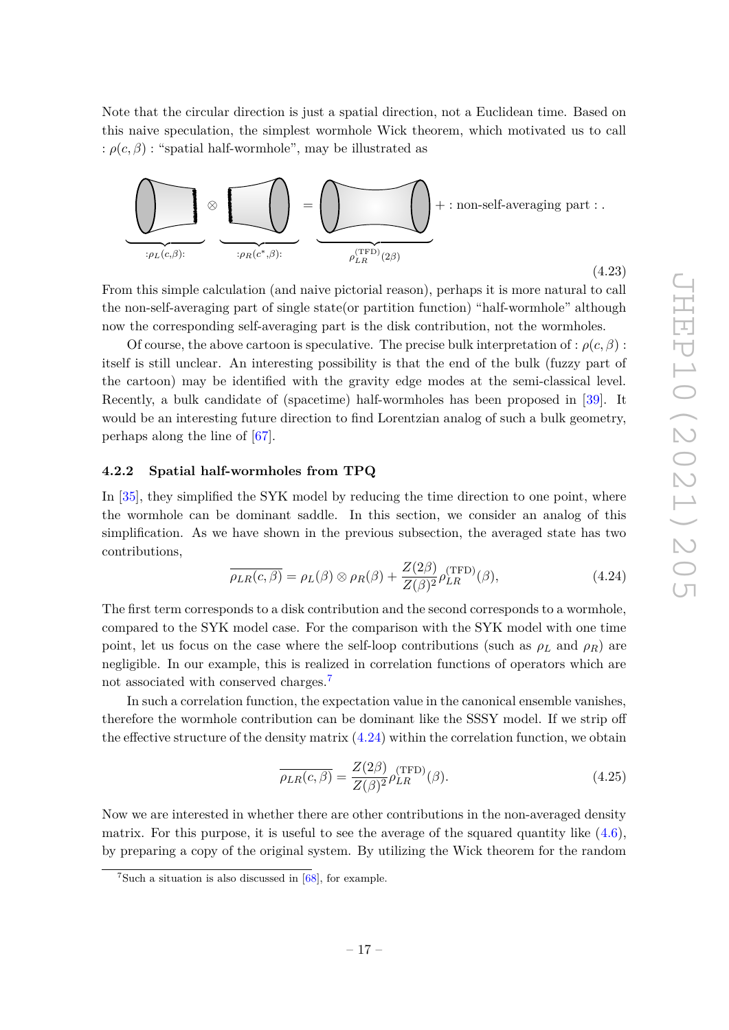Note that the circular direction is just a spatial direction, not a Euclidean time. Based on this naive speculation, the simplest wormhole Wick theorem, which motivated us to call $:\rho(c,\beta):$ "spatial half-wormhole", may be illustrated as

$$\underbrace{\phantom{xxxx}}_{:\rho_L(c,\beta):} \otimes \underbrace{\phantom{xxxx}}_{:\rho_R(c^*,\beta):} = \underbrace{\phantom{xxxxxx}}_{\rho_{LR}^{(\mathrm{TFD})}(2\beta)} + :\text{non-self-averaging part}: . \tag{4.23}$$

From this simple calculation (and naive pictorial reason), perhaps it is more natural to call the non-self-averaging part of single state(or partition function) "half-wormhole" although now the corresponding self-averaging part is the disk contribution, not the wormholes.

Of course, the above cartoon is speculative. The precise bulk interpretation of $:\rho(c,\beta):$ itself is still unclear. An interesting possibility is that the end of the bulk (fuzzy part of the cartoon) may be identified with the gravity edge modes at the semi-classical level. Recently, a bulk candidate of (spacetime) half-wormholes has been proposed in [39]. It would be an interesting future direction to find Lorentzian analog of such a bulk geometry, perhaps along the line of [67].

### 4.2.2 Spatial half-wormholes from TPQ

In [35], they simplified the SYK model by reducing the time direction to one point, where the wormhole can be dominant saddle. In this section, we consider an analog of this simplification. As we have shown in the previous subsection, the averaged state has two contributions,

$$\overline{\rho_{LR}(c,\beta)} = \rho_L(\beta) \otimes \rho_R(\beta) + \frac{Z(2\beta)}{Z(\beta)^2}\rho_{LR}^{(\mathrm{TFD})}(\beta), \tag{4.24}$$

The first term corresponds to a disk contribution and the second corresponds to a wormhole, compared to the SYK model case. For the comparison with the SYK model with one time point, let us focus on the case where the self-loop contributions (such as $\rho_L$ and $\rho_R$) are negligible. In our example, this is realized in correlation functions of operators which are not associated with conserved charges.[7]

In such a correlation function, the expectation value in the canonical ensemble vanishes, therefore the wormhole contribution can be dominant like the SSSY model. If we strip off the effective structure of the density matrix (4.24) within the correlation function, we obtain

$$\overline{\rho_{LR}(c,\beta)} = \frac{Z(2\beta)}{Z(\beta)^2}\rho_{LR}^{(\mathrm{TFD})}(\beta). \tag{4.25}$$

Now we are interested in whether there are other contributions in the non-averaged density matrix. For this purpose, it is useful to see the average of the squared quantity like (4.6), by preparing a copy of the original system. By utilizing the Wick theorem for the random

[7] Such a situation is also discussed in [68], for example.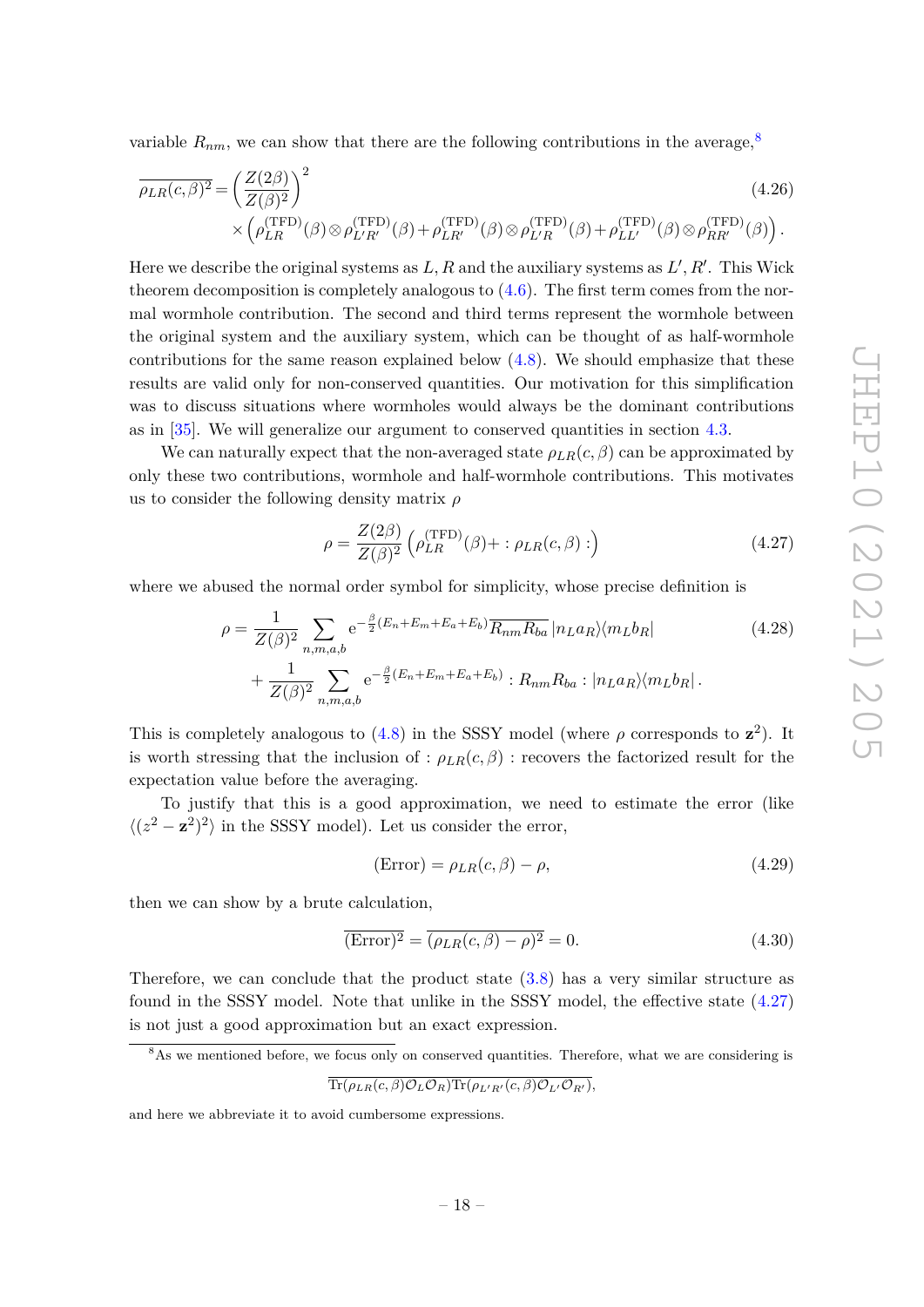variable $R_{nm}$, we can show that there are the following contributions in the average,[8]

$$\overline{\rho_{LR}(c,\beta)^2} = \left(\frac{Z(2\beta)}{Z(\beta)^2}\right)^2 \times \left(\rho^{(\mathrm{TFD})}_{LR}(\beta)\otimes\rho^{(\mathrm{TFD})}_{L'R'}(\beta)+\rho^{(\mathrm{TFD})}_{LR'}(\beta)\otimes\rho^{(\mathrm{TFD})}_{L'R}(\beta)+\rho^{(\mathrm{TFD})}_{LL'}(\beta)\otimes\rho^{(\mathrm{TFD})}_{RR'}(\beta)\right). \tag{4.26}$$

Here we describe the original systems as $L,R$ and the auxiliary systems as $L',R'$. This Wick theorem decomposition is completely analogous to (4.6). The first term comes from the normal wormhole contribution. The second and third terms represent the wormhole between the original system and the auxiliary system, which can be thought of as half-wormhole contributions for the same reason explained below (4.8). We should emphasize that these results are valid only for non-conserved quantities. Our motivation for this simplification was to discuss situations where wormholes would always be the dominant contributions as in [35]. We will generalize our argument to conserved quantities in section 4.3.

We can naturally expect that the non-averaged state $\rho_{LR}(c,\beta)$ can be approximated by only these two contributions, wormhole and half-wormhole contributions. This motivates us to consider the following density matrix $\rho$

$$\rho = \frac{Z(2\beta)}{Z(\beta)^2}\left(\rho^{(\mathrm{TFD})}_{LR}(\beta)+ :\rho_{LR}(c,\beta):\right) \tag{4.27}$$

where we abused the normal order symbol for simplicity, whose precise definition is

$$\rho = \frac{1}{Z(\beta)^2}\sum_{n,m,a,b} \mathrm{e}^{-\frac{\beta}{2}(E_n+E_m+E_a+E_b)}\overline{R_{nm}R_{ba}}\,|n_L a_R\rangle\langle m_L b_R| + \frac{1}{Z(\beta)^2}\sum_{n,m,a,b} \mathrm{e}^{-\frac{\beta}{2}(E_n+E_m+E_a+E_b)} :R_{nm}R_{ba}:|n_L a_R\rangle\langle m_L b_R|\,. \tag{4.28}$$

This is completely analogous to (4.8) in the SSSY model (where $\rho$ corresponds to $\mathbf{z}^2$). It is worth stressing that the inclusion of $:\rho_{LR}(c,\beta):$ recovers the factorized result for the expectation value before the averaging.

To justify that this is a good approximation, we need to estimate the error (like $\langle(z^2-\mathbf{z}^2)^2\rangle$ in the SSSY model). Let us consider the error,

$$(\mathrm{Error}) = \rho_{LR}(c,\beta)-\rho, \tag{4.29}$$

then we can show by a brute calculation,

$$\overline{(\mathrm{Error})^2} = \overline{(\rho_{LR}(c,\beta)-\rho)^2} = 0. \tag{4.30}$$

Therefore, we can conclude that the product state (3.8) has a very similar structure as found in the SSSY model. Note that unlike in the SSSY model, the effective state (4.27) is not just a good approximation but an exact expression.

---

[8] As we mentioned before, we focus only on conserved quantities. Therefore, what we are considering is

$$\overline{\mathrm{Tr}(\rho_{LR}(c,\beta)\mathcal{O}_L\mathcal{O}_R)\mathrm{Tr}(\rho_{L'R'}(c,\beta)\mathcal{O}_{L'}\mathcal{O}_{R'})},$$

and here we abbreviate it to avoid cumbersome expressions.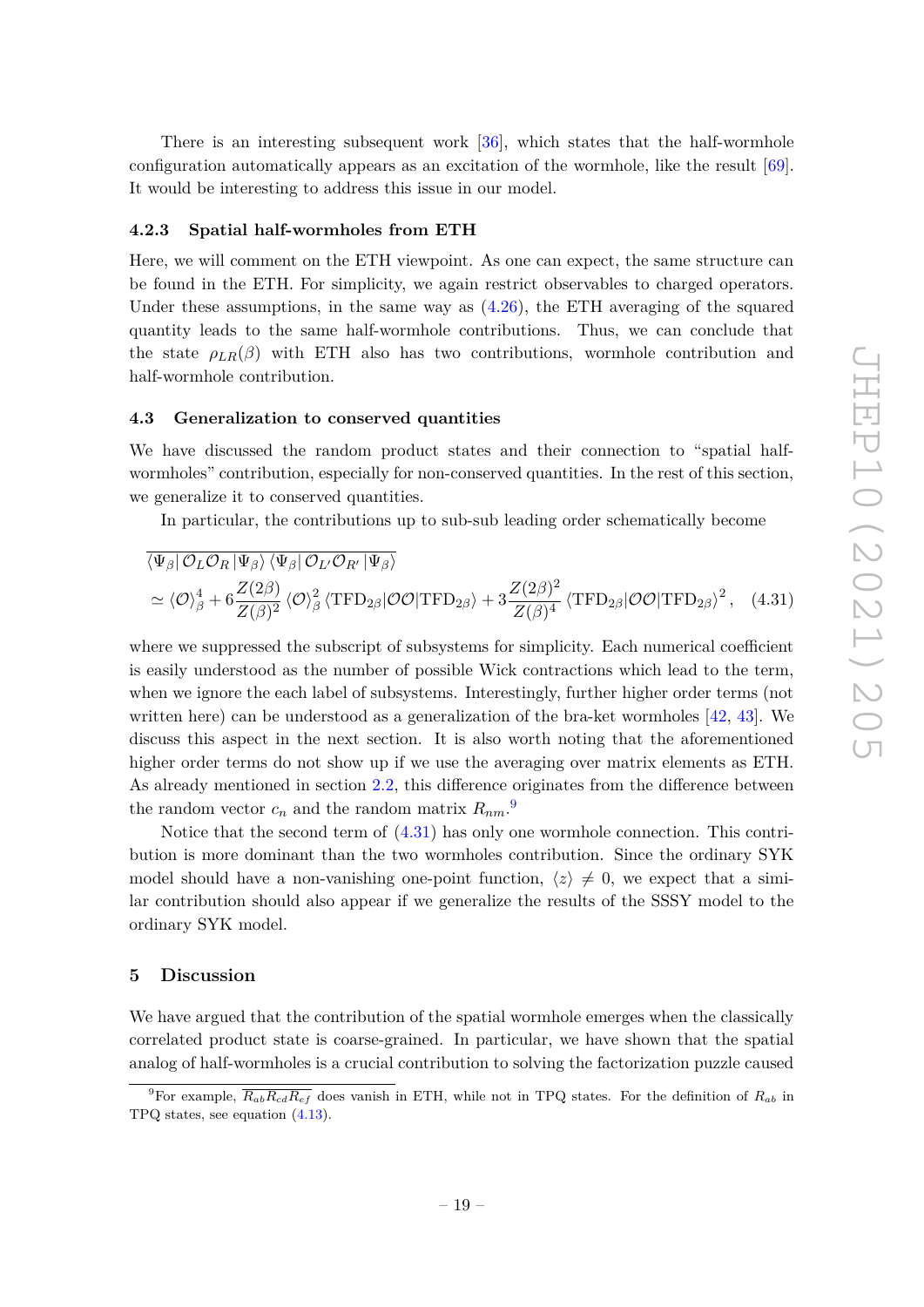There is an interesting subsequent work [36], which states that the half-wormhole configuration automatically appears as an excitation of the wormhole, like the result [69]. It would be interesting to address this issue in our model.

### 4.2.3 Spatial half-wormholes from ETH

Here, we will comment on the ETH viewpoint. As one can expect, the same structure can be found in the ETH. For simplicity, we again restrict observables to charged operators. Under these assumptions, in the same way as (4.26), the ETH averaging of the squared quantity leads to the same half-wormhole contributions. Thus, we can conclude that the state $\rho_{LR}(\beta)$ with ETH also has two contributions, wormhole contribution and half-wormhole contribution.

## 4.3 Generalization to conserved quantities

We have discussed the random product states and their connection to "spatial half-wormholes" contribution, especially for non-conserved quantities. In the rest of this section, we generalize it to conserved quantities.

In particular, the contributions up to sub-sub leading order schematically become

$$
\begin{aligned}
&\overline{\langle\Psi_\beta|\,\mathcal{O}_L\mathcal{O}_R\,|\Psi_\beta\rangle\,\langle\Psi_\beta|\,\mathcal{O}_{L'}\mathcal{O}_{R'}\,|\Psi_\beta\rangle} \\
&\simeq \langle\mathcal{O}\rangle_\beta^4 + 6\frac{Z(2\beta)}{Z(\beta)^2}\langle\mathcal{O}\rangle_\beta^2\,\langle\mathrm{TFD}_{2\beta}|\mathcal{O}\mathcal{O}|\mathrm{TFD}_{2\beta}\rangle + 3\frac{Z(2\beta)^2}{Z(\beta)^4}\langle\mathrm{TFD}_{2\beta}|\mathcal{O}\mathcal{O}|\mathrm{TFD}_{2\beta}\rangle^2, \quad (4.31)
\end{aligned}
$$

where we suppressed the subscript of subsystems for simplicity. Each numerical coefficient is easily understood as the number of possible Wick contractions which lead to the term, when we ignore the each label of subsystems. Interestingly, further higher order terms (not written here) can be understood as a generalization of the bra-ket wormholes [42, 43]. We discuss this aspect in the next section. It is also worth noting that the aforementioned higher order terms do not show up if we use the averaging over matrix elements as ETH. As already mentioned in section 2.2, this difference originates from the difference between the random vector $c_n$ and the random matrix $R_{nm}$.[9]

Notice that the second term of (4.31) has only one wormhole connection. This contribution is more dominant than the two wormholes contribution. Since the ordinary SYK model should have a non-vanishing one-point function, $\langle z\rangle \neq 0$, we expect that a similar contribution should also appear if we generalize the results of the SSSY model to the ordinary SYK model.

# 5 Discussion

We have argued that the contribution of the spatial wormhole emerges when the classically correlated product state is coarse-grained. In particular, we have shown that the spatial analog of half-wormholes is a crucial contribution to solving the factorization puzzle caused

[9]For example, $\overline{R_{ab}R_{cd}R_{ef}}$ does vanish in ETH, while not in TPQ states. For the definition of $R_{ab}$ in TPQ states, see equation (4.13).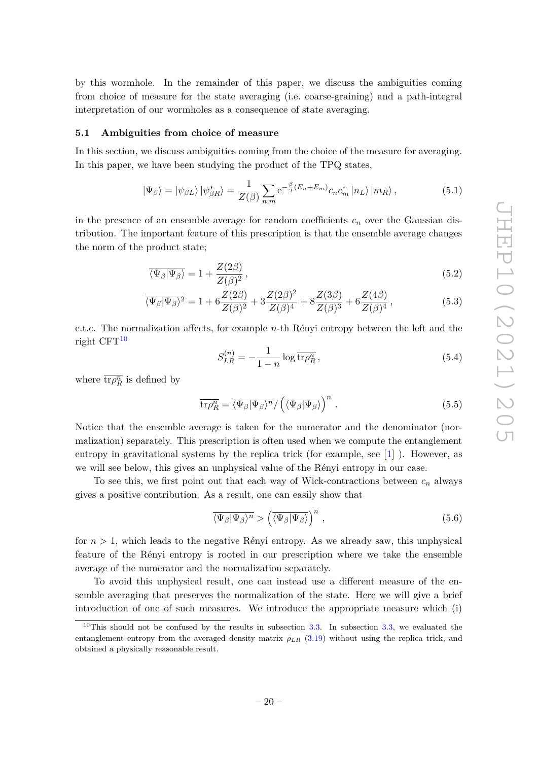by this wormhole. In the remainder of this paper, we discuss the ambiguities coming from choice of measure for the state averaging (i.e. coarse-graining) and a path-integral interpretation of our wormholes as a consequence of state averaging.

### 5.1 Ambiguities from choice of measure

In this section, we discuss ambiguities coming from the choice of the measure for averaging. In this paper, we have been studying the product of the TPQ states,

$$|\Psi_\beta\rangle = |\psi_{\beta L}\rangle\,|\psi^*_{\beta R}\rangle = \frac{1}{Z(\beta)}\sum_{n,m} \mathrm{e}^{-\frac{\beta}{2}(E_n+E_m)} c_n c_m^* \,|n_L\rangle\,|m_R\rangle\,, \tag{5.1}$$

in the presence of an ensemble average for random coefficients $c_n$ over the Gaussian distribution. The important feature of this prescription is that the ensemble average changes the norm of the product state;

$$\overline{\langle\Psi_\beta|\Psi_\beta\rangle} = 1 + \frac{Z(2\beta)}{Z(\beta)^2}\,, \tag{5.2}$$

$$\overline{\langle\Psi_\beta|\Psi_\beta\rangle^2} = 1 + 6\frac{Z(2\beta)}{Z(\beta)^2} + 3\frac{Z(2\beta)^2}{Z(\beta)^4} + 8\frac{Z(3\beta)}{Z(\beta)^3} + 6\frac{Z(4\beta)}{Z(\beta)^4}\,, \tag{5.3}$$

e.t.c. The normalization affects, for example $n$-th Rényi entropy between the left and the right CFT[10]

$$S^{(n)}_{LR} = -\frac{1}{1-n}\log \overline{\mathrm{tr}\rho_R^n}\,, \tag{5.4}$$

where $\overline{\mathrm{tr}\rho_R^n}$ is defined by

$$\overline{\mathrm{tr}\rho_R^n} = \overline{\langle\Psi_\beta|\Psi_\beta\rangle^n}\Big/\left(\overline{\langle\Psi_\beta|\Psi_\beta\rangle}\right)^n\,. \tag{5.5}$$

Notice that the ensemble average is taken for the numerator and the denominator (normalization) separately. This prescription is often used when we compute the entanglement entropy in gravitational systems by the replica trick (for example, see [1] ). However, as we will see below, this gives an unphysical value of the Rényi entropy in our case.

To see this, we first point out that each way of Wick-contractions between $c_n$ always gives a positive contribution. As a result, one can easily show that

$$\overline{\langle\Psi_\beta|\Psi_\beta\rangle^n} > \left(\overline{\langle\Psi_\beta|\Psi_\beta\rangle}\right)^n\,, \tag{5.6}$$

for $n > 1$, which leads to the negative Rényi entropy. As we already saw, this unphysical feature of the Rényi entropy is rooted in our prescription where we take the ensemble average of the numerator and the normalization separately.

To avoid this unphysical result, one can instead use a different measure of the ensemble averaging that preserves the normalization of the state. Here we will give a brief introduction of one of such measures. We introduce the appropriate measure which (i)

[10] This should not be confused by the results in subsection 3.3. In subsection 3.3, we evaluated the entanglement entropy from the averaged density matrix $\bar{\rho}_{LR}$ (3.19) without using the replica trick, and obtained a physically reasonable result.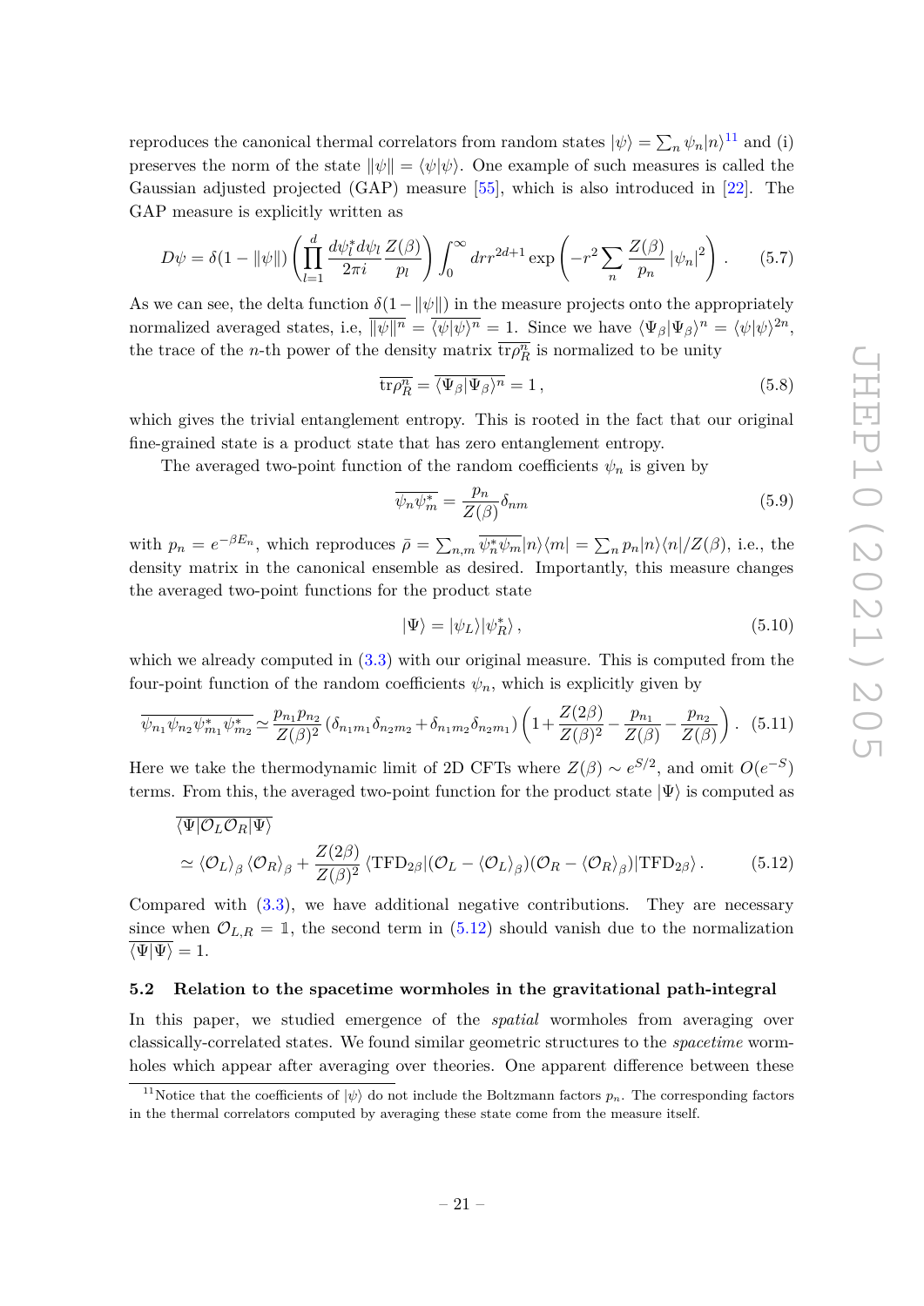reproduces the canonical thermal correlators from random states $|\psi\rangle = \sum_n \psi_n |n\rangle$[11] and (i) preserves the norm of the state $\|\psi\| = \langle\psi|\psi\rangle$. One example of such measures is called the Gaussian adjusted projected (GAP) measure [55], which is also introduced in [22]. The GAP measure is explicitly written as

$$D\psi = \delta(1 - \|\psi\|) \left( \prod_{l=1}^{d} \frac{d\psi_l^* d\psi_l}{2\pi i} \frac{Z(\beta)}{p_l} \right) \int_0^\infty dr r^{2d+1} \exp\left( -r^2 \sum_n \frac{Z(\beta)}{p_n} |\psi_n|^2 \right). \tag{5.7}$$

As we can see, the delta function $\delta(1 - \|\psi\|)$ in the measure projects onto the appropriately normalized averaged states, i.e, $\overline{\|\psi\|^n} = \overline{\langle\psi|\psi\rangle^n} = 1$. Since we have $\langle\Psi_\beta|\Psi_\beta\rangle^n = \langle\psi|\psi\rangle^{2n}$, the trace of the $n$-th power of the density matrix $\overline{\mathrm{tr}\rho_R^n}$ is normalized to be unity

$$\overline{\mathrm{tr}\rho_R^n} = \overline{\langle\Psi_\beta|\Psi_\beta\rangle^n} = 1\,, \tag{5.8}$$

which gives the trivial entanglement entropy. This is rooted in the fact that our original fine-grained state is a product state that has zero entanglement entropy.

The averaged two-point function of the random coefficients $\psi_n$ is given by

$$\overline{\psi_n \psi_m^*} = \frac{p_n}{Z(\beta)} \delta_{nm} \tag{5.9}$$

with $p_n = e^{-\beta E_n}$, which reproduces $\bar{\rho} = \sum_{n,m} \overline{\psi_n^* \psi_m} |n\rangle\langle m| = \sum_n p_n |n\rangle\langle n| / Z(\beta)$, i.e., the density matrix in the canonical ensemble as desired. Importantly, this measure changes the averaged two-point functions for the product state

$$|\Psi\rangle = |\psi_L\rangle|\psi_R^*\rangle\,, \tag{5.10}$$

which we already computed in (3.3) with our original measure. This is computed from the four-point function of the random coefficients $\psi_n$, which is explicitly given by

$$\overline{\psi_{n_1}\psi_{n_2}\psi_{m_1}^*\psi_{m_2}^*} \simeq \frac{p_{n_1}p_{n_2}}{Z(\beta)^2} \left(\delta_{n_1m_1}\delta_{n_2m_2} + \delta_{n_1m_2}\delta_{n_2m_1}\right) \left(1 + \frac{Z(2\beta)}{Z(\beta)^2} - \frac{p_{n_1}}{Z(\beta)} - \frac{p_{n_2}}{Z(\beta)}\right). \tag{5.11}$$

Here we take the thermodynamic limit of 2D CFTs where $Z(\beta) \sim e^{S/2}$, and omit $O(e^{-S})$ terms. From this, the averaged two-point function for the product state $|\Psi\rangle$ is computed as

$$\begin{aligned}
&\overline{\langle\Psi|\mathcal{O}_L\mathcal{O}_R|\Psi\rangle} \\
&\simeq \langle\mathcal{O}_L\rangle_\beta \langle\mathcal{O}_R\rangle_\beta + \frac{Z(2\beta)}{Z(\beta)^2} \langle\mathrm{TFD}_{2\beta}|(\mathcal{O}_L - \langle\mathcal{O}_L\rangle_\beta)(\mathcal{O}_R - \langle\mathcal{O}_R\rangle_\beta)|\mathrm{TFD}_{2\beta}\rangle\,.
\end{aligned} \tag{5.12}$$

Compared with (3.3), we have additional negative contributions. They are necessary since when $\mathcal{O}_{L,R} = \mathbb{1}$, the second term in (5.12) should vanish due to the normalization $\overline{\langle\Psi|\Psi\rangle} = 1$.

### 5.2 Relation to the spacetime wormholes in the gravitational path-integral

In this paper, we studied emergence of the *spatial* wormholes from averaging over classically-correlated states. We found similar geometric structures to the *spacetime* wormholes which appear after averaging over theories. One apparent difference between these

[11] Notice that the coefficients of $|\psi\rangle$ do not include the Boltzmann factors $p_n$. The corresponding factors in the thermal correlators computed by averaging these state come from the measure itself.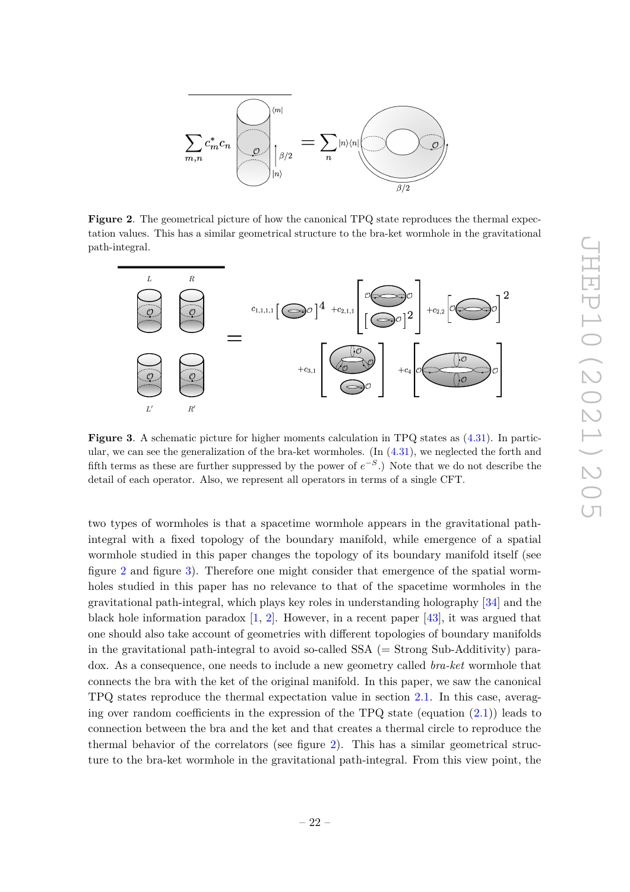**Figure 2**. The geometrical picture of how the canonical TPQ state reproduces the thermal expectation values. This has a similar geometrical structure to the bra-ket wormhole in the gravitational path-integral.

**Figure 3**. A schematic picture for higher moments calculation in TPQ states as (4.31). In particular, we can see the generalization of the bra-ket wormholes. (In (4.31), we neglected the forth and fifth terms as these are further suppressed by the power of $e^{-S}$.) Note that we do not describe the detail of each operator. Also, we represent all operators in terms of a single CFT.

two types of wormholes is that a spacetime wormhole appears in the gravitational path-integral with a fixed topology of the boundary manifold, while emergence of a spatial wormhole studied in this paper changes the topology of its boundary manifold itself (see figure 2 and figure 3). Therefore one might consider that emergence of the spatial wormholes studied in this paper has no relevance to that of the spacetime wormholes in the gravitational path-integral, which plays key roles in understanding holography [34] and the black hole information paradox [1, 2]. However, in a recent paper [43], it was argued that one should also take account of geometries with different topologies of boundary manifolds in the gravitational path-integral to avoid so-called SSA (= Strong Sub-Additivity) paradox. As a consequence, one needs to include a new geometry called *bra-ket* wormhole that connects the bra with the ket of the original manifold. In this paper, we saw the canonical TPQ states reproduce the thermal expectation value in section 2.1. In this case, averaging over random coefficients in the expression of the TPQ state (equation (2.1)) leads to connection between the bra and the ket and that creates a thermal circle to reproduce the thermal behavior of the correlators (see figure 2). This has a similar geometrical structure to the bra-ket wormhole in the gravitational path-integral. From this view point, the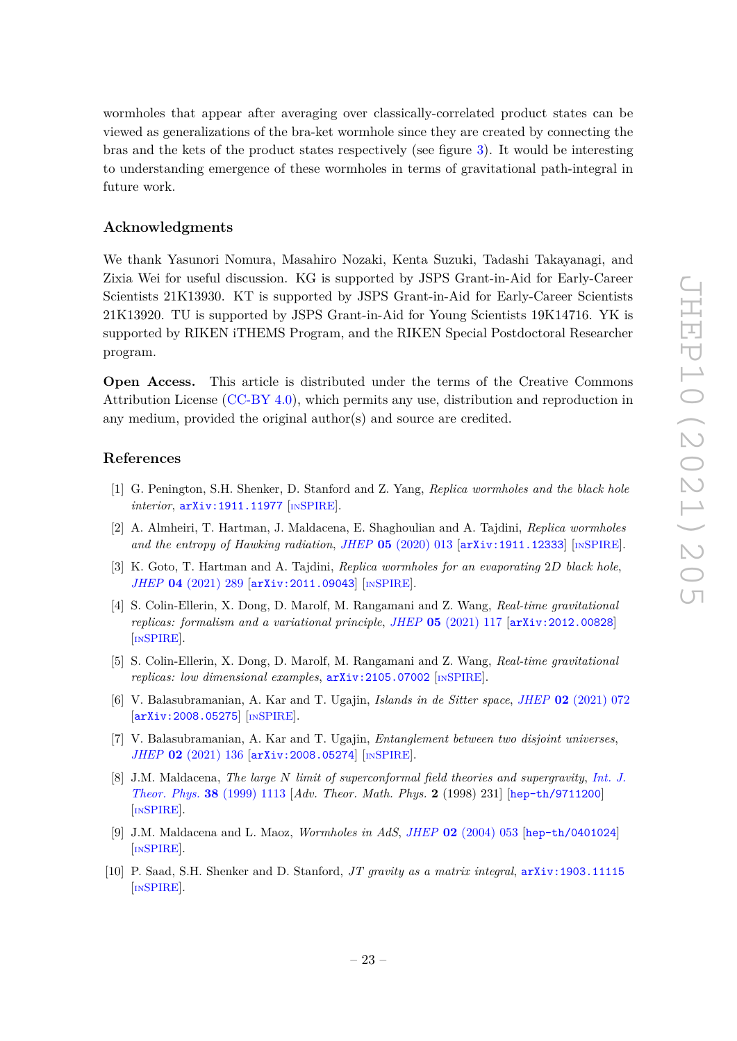wormholes that appear after averaging over classically-correlated product states can be viewed as generalizations of the bra-ket wormhole since they are created by connecting the bras and the kets of the product states respectively (see figure 3). It would be interesting to understanding emergence of these wormholes in terms of gravitational path-integral in future work.

## Acknowledgments

We thank Yasunori Nomura, Masahiro Nozaki, Kenta Suzuki, Tadashi Takayanagi, and Zixia Wei for useful discussion. KG is supported by JSPS Grant-in-Aid for Early-Career Scientists 21K13930. KT is supported by JSPS Grant-in-Aid for Early-Career Scientists 21K13920. TU is supported by JSPS Grant-in-Aid for Young Scientists 19K14716. YK is supported by RIKEN iTHEMS Program, and the RIKEN Special Postdoctoral Researcher program.

**Open Access.** This article is distributed under the terms of the Creative Commons Attribution License (CC-BY 4.0), which permits any use, distribution and reproduction in any medium, provided the original author(s) and source are credited.

## References

[1] G. Penington, S.H. Shenker, D. Stanford and Z. Yang, *Replica wormholes and the black hole interior*, arXiv:1911.11977 [INSPIRE].

[2] A. Almheiri, T. Hartman, J. Maldacena, E. Shaghoulian and A. Tajdini, *Replica wormholes and the entropy of Hawking radiation*, *JHEP* **05** (2020) 013 [arXiv:1911.12333] [INSPIRE].

[3] K. Goto, T. Hartman and A. Tajdini, *Replica wormholes for an evaporating* 2*D black hole*, *JHEP* **04** (2021) 289 [arXiv:2011.09043] [INSPIRE].

[4] S. Colin-Ellerin, X. Dong, D. Marolf, M. Rangamani and Z. Wang, *Real-time gravitational replicas: formalism and a variational principle*, *JHEP* **05** (2021) 117 [arXiv:2012.00828] [INSPIRE].

[5] S. Colin-Ellerin, X. Dong, D. Marolf, M. Rangamani and Z. Wang, *Real-time gravitational replicas: low dimensional examples*, arXiv:2105.07002 [INSPIRE].

[6] V. Balasubramanian, A. Kar and T. Ugajin, *Islands in de Sitter space*, *JHEP* **02** (2021) 072 [arXiv:2008.05275] [INSPIRE].

[7] V. Balasubramanian, A. Kar and T. Ugajin, *Entanglement between two disjoint universes*, *JHEP* **02** (2021) 136 [arXiv:2008.05274] [INSPIRE].

[8] J.M. Maldacena, *The large N limit of superconformal field theories and supergravity*, *Int. J. Theor. Phys.* **38** (1999) 1113 [*Adv. Theor. Math. Phys.* **2** (1998) 231] [hep-th/9711200] [INSPIRE].

[9] J.M. Maldacena and L. Maoz, *Wormholes in AdS*, *JHEP* **02** (2004) 053 [hep-th/0401024] [INSPIRE].

[10] P. Saad, S.H. Shenker and D. Stanford, *JT gravity as a matrix integral*, arXiv:1903.11115 [INSPIRE].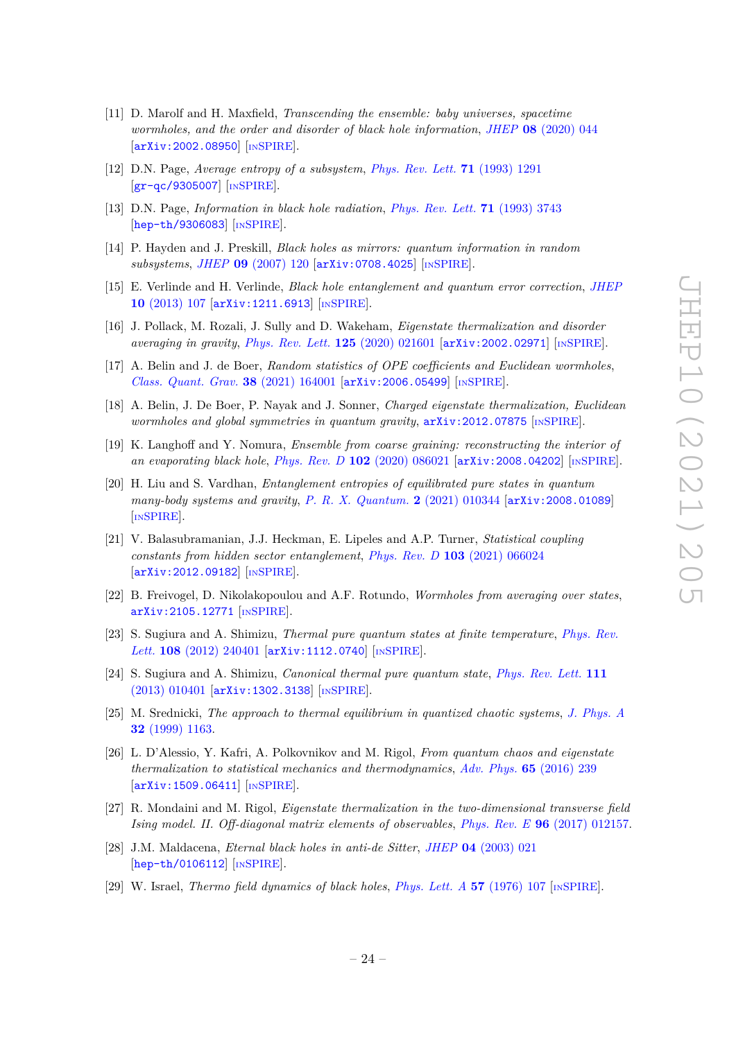[11] D. Marolf and H. Maxfield, *Transcending the ensemble: baby universes, spacetime wormholes, and the order and disorder of black hole information*, *JHEP* **08** (2020) 044 [arXiv:2002.08950] [INSPIRE].

[12] D.N. Page, *Average entropy of a subsystem*, *Phys. Rev. Lett.* **71** (1993) 1291 [gr-qc/9305007] [INSPIRE].

[13] D.N. Page, *Information in black hole radiation*, *Phys. Rev. Lett.* **71** (1993) 3743 [hep-th/9306083] [INSPIRE].

[14] P. Hayden and J. Preskill, *Black holes as mirrors: quantum information in random subsystems*, *JHEP* **09** (2007) 120 [arXiv:0708.4025] [INSPIRE].

[15] E. Verlinde and H. Verlinde, *Black hole entanglement and quantum error correction*, *JHEP* **10** (2013) 107 [arXiv:1211.6913] [INSPIRE].

[16] J. Pollack, M. Rozali, J. Sully and D. Wakeham, *Eigenstate thermalization and disorder averaging in gravity*, *Phys. Rev. Lett.* **125** (2020) 021601 [arXiv:2002.02971] [INSPIRE].

[17] A. Belin and J. de Boer, *Random statistics of OPE coefficients and Euclidean wormholes*, *Class. Quant. Grav.* **38** (2021) 164001 [arXiv:2006.05499] [INSPIRE].

[18] A. Belin, J. De Boer, P. Nayak and J. Sonner, *Charged eigenstate thermalization, Euclidean wormholes and global symmetries in quantum gravity*, arXiv:2012.07875 [INSPIRE].

[19] K. Langhoff and Y. Nomura, *Ensemble from coarse graining: reconstructing the interior of an evaporating black hole*, *Phys. Rev. D* **102** (2020) 086021 [arXiv:2008.04202] [INSPIRE].

[20] H. Liu and S. Vardhan, *Entanglement entropies of equilibrated pure states in quantum many-body systems and gravity*, *P. R. X. Quantum.* **2** (2021) 010344 [arXiv:2008.01089] [INSPIRE].

[21] V. Balasubramanian, J.J. Heckman, E. Lipeles and A.P. Turner, *Statistical coupling constants from hidden sector entanglement*, *Phys. Rev. D* **103** (2021) 066024 [arXiv:2012.09182] [INSPIRE].

[22] B. Freivogel, D. Nikolakopoulou and A.F. Rotundo, *Wormholes from averaging over states*, arXiv:2105.12771 [INSPIRE].

[23] S. Sugiura and A. Shimizu, *Thermal pure quantum states at finite temperature*, *Phys. Rev. Lett.* **108** (2012) 240401 [arXiv:1112.0740] [INSPIRE].

[24] S. Sugiura and A. Shimizu, *Canonical thermal pure quantum state*, *Phys. Rev. Lett.* **111** (2013) 010401 [arXiv:1302.3138] [INSPIRE].

[25] M. Srednicki, *The approach to thermal equilibrium in quantized chaotic systems*, *J. Phys. A* **32** (1999) 1163.

[26] L. D'Alessio, Y. Kafri, A. Polkovnikov and M. Rigol, *From quantum chaos and eigenstate thermalization to statistical mechanics and thermodynamics*, *Adv. Phys.* **65** (2016) 239 [arXiv:1509.06411] [INSPIRE].

[27] R. Mondaini and M. Rigol, *Eigenstate thermalization in the two-dimensional transverse field Ising model. II. Off-diagonal matrix elements of observables*, *Phys. Rev. E* **96** (2017) 012157.

[28] J.M. Maldacena, *Eternal black holes in anti-de Sitter*, *JHEP* **04** (2003) 021 [hep-th/0106112] [INSPIRE].

[29] W. Israel, *Thermo field dynamics of black holes*, *Phys. Lett. A* **57** (1976) 107 [INSPIRE].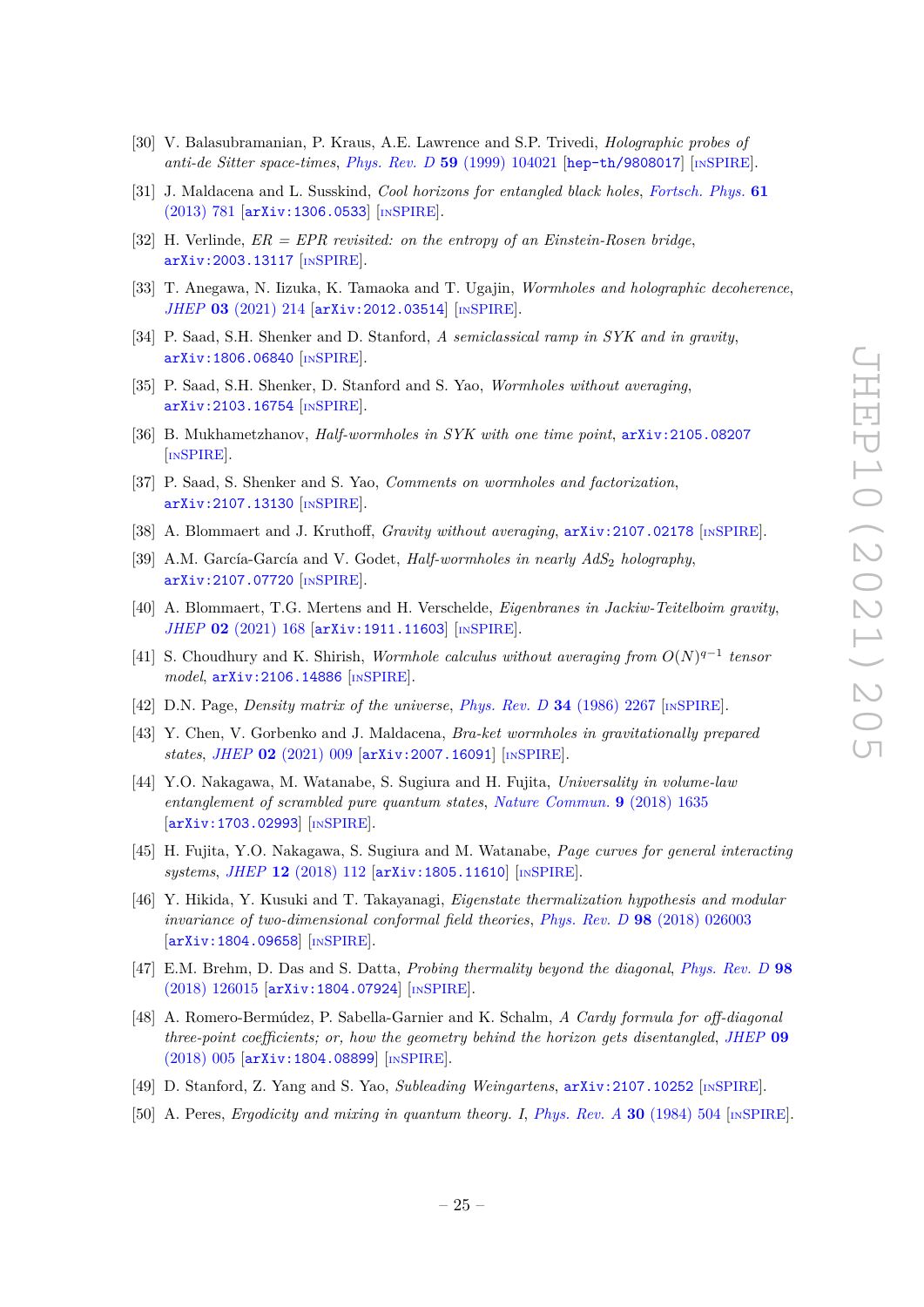[30] V. Balasubramanian, P. Kraus, A.E. Lawrence and S.P. Trivedi, *Holographic probes of anti-de Sitter space-times*, Phys. Rev. D **59** (1999) 104021 [hep-th/9808017] [INSPIRE].

[31] J. Maldacena and L. Susskind, *Cool horizons for entangled black holes*, Fortsch. Phys. **61** (2013) 781 [arXiv:1306.0533] [INSPIRE].

[32] H. Verlinde, *ER = EPR revisited: on the entropy of an Einstein-Rosen bridge*, arXiv:2003.13117 [INSPIRE].

[33] T. Anegawa, N. Iizuka, K. Tamaoka and T. Ugajin, *Wormholes and holographic decoherence*, JHEP **03** (2021) 214 [arXiv:2012.03514] [INSPIRE].

[34] P. Saad, S.H. Shenker and D. Stanford, *A semiclassical ramp in SYK and in gravity*, arXiv:1806.06840 [INSPIRE].

[35] P. Saad, S.H. Shenker, D. Stanford and S. Yao, *Wormholes without averaging*, arXiv:2103.16754 [INSPIRE].

[36] B. Mukhametzhanov, *Half-wormholes in SYK with one time point*, arXiv:2105.08207 [INSPIRE].

[37] P. Saad, S. Shenker and S. Yao, *Comments on wormholes and factorization*, arXiv:2107.13130 [INSPIRE].

[38] A. Blommaert and J. Kruthoff, *Gravity without averaging*, arXiv:2107.02178 [INSPIRE].

[39] A.M. García-García and V. Godet, *Half-wormholes in nearly $AdS_2$ holography*, arXiv:2107.07720 [INSPIRE].

[40] A. Blommaert, T.G. Mertens and H. Verschelde, *Eigenbranes in Jackiw-Teitelboim gravity*, JHEP **02** (2021) 168 [arXiv:1911.11603] [INSPIRE].

[41] S. Choudhury and K. Shirish, *Wormhole calculus without averaging from $O(N)^{q-1}$ tensor model*, arXiv:2106.14886 [INSPIRE].

[42] D.N. Page, *Density matrix of the universe*, Phys. Rev. D **34** (1986) 2267 [INSPIRE].

[43] Y. Chen, V. Gorbenko and J. Maldacena, *Bra-ket wormholes in gravitationally prepared states*, JHEP **02** (2021) 009 [arXiv:2007.16091] [INSPIRE].

[44] Y.O. Nakagawa, M. Watanabe, S. Sugiura and H. Fujita, *Universality in volume-law entanglement of scrambled pure quantum states*, Nature Commun. **9** (2018) 1635 [arXiv:1703.02993] [INSPIRE].

[45] H. Fujita, Y.O. Nakagawa, S. Sugiura and M. Watanabe, *Page curves for general interacting systems*, JHEP **12** (2018) 112 [arXiv:1805.11610] [INSPIRE].

[46] Y. Hikida, Y. Kusuki and T. Takayanagi, *Eigenstate thermalization hypothesis and modular invariance of two-dimensional conformal field theories*, Phys. Rev. D **98** (2018) 026003 [arXiv:1804.09658] [INSPIRE].

[47] E.M. Brehm, D. Das and S. Datta, *Probing thermality beyond the diagonal*, Phys. Rev. D **98** (2018) 126015 [arXiv:1804.07924] [INSPIRE].

[48] A. Romero-Bermúdez, P. Sabella-Garnier and K. Schalm, *A Cardy formula for off-diagonal three-point coefficients; or, how the geometry behind the horizon gets disentangled*, JHEP **09** (2018) 005 [arXiv:1804.08899] [INSPIRE].

[49] D. Stanford, Z. Yang and S. Yao, *Subleading Weingartens*, arXiv:2107.10252 [INSPIRE].

[50] A. Peres, *Ergodicity and mixing in quantum theory. I*, Phys. Rev. A **30** (1984) 504 [INSPIRE].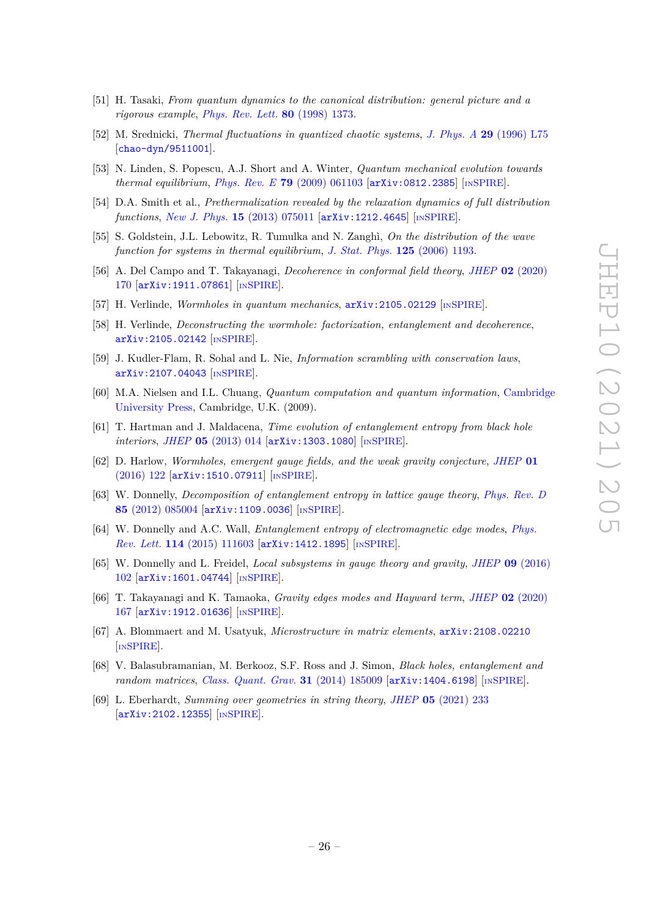[51] H. Tasaki, *From quantum dynamics to the canonical distribution: general picture and a rigorous example*, *Phys. Rev. Lett.* **80** (1998) 1373.

[52] M. Srednicki, *Thermal fluctuations in quantized chaotic systems*, *J. Phys. A* **29** (1996) L75 [chao-dyn/9511001].

[53] N. Linden, S. Popescu, A.J. Short and A. Winter, *Quantum mechanical evolution towards thermal equilibrium*, *Phys. Rev. E* **79** (2009) 061103 [arXiv:0812.2385] [INSPIRE].

[54] D.A. Smith et al., *Prethermalization revealed by the relaxation dynamics of full distribution functions*, *New J. Phys.* **15** (2013) 075011 [arXiv:1212.4645] [INSPIRE].

[55] S. Goldstein, J.L. Lebowitz, R. Tumulka and N. Zanghì, *On the distribution of the wave function for systems in thermal equilibrium*, *J. Stat. Phys.* **125** (2006) 1193.

[56] A. Del Campo and T. Takayanagi, *Decoherence in conformal field theory*, *JHEP* **02** (2020) 170 [arXiv:1911.07861] [INSPIRE].

[57] H. Verlinde, *Wormholes in quantum mechanics*, arXiv:2105.02129 [INSPIRE].

[58] H. Verlinde, *Deconstructing the wormhole: factorization, entanglement and decoherence*, arXiv:2105.02142 [INSPIRE].

[59] J. Kudler-Flam, R. Sohal and L. Nie, *Information scrambling with conservation laws*, arXiv:2107.04043 [INSPIRE].

[60] M.A. Nielsen and I.L. Chuang, *Quantum computation and quantum information*, Cambridge University Press, Cambridge, U.K. (2009).

[61] T. Hartman and J. Maldacena, *Time evolution of entanglement entropy from black hole interiors*, *JHEP* **05** (2013) 014 [arXiv:1303.1080] [INSPIRE].

[62] D. Harlow, *Wormholes, emergent gauge fields, and the weak gravity conjecture*, *JHEP* **01** (2016) 122 [arXiv:1510.07911] [INSPIRE].

[63] W. Donnelly, *Decomposition of entanglement entropy in lattice gauge theory*, *Phys. Rev. D* **85** (2012) 085004 [arXiv:1109.0036] [INSPIRE].

[64] W. Donnelly and A.C. Wall, *Entanglement entropy of electromagnetic edge modes*, *Phys. Rev. Lett.* **114** (2015) 111603 [arXiv:1412.1895] [INSPIRE].

[65] W. Donnelly and L. Freidel, *Local subsystems in gauge theory and gravity*, *JHEP* **09** (2016) 102 [arXiv:1601.04744] [INSPIRE].

[66] T. Takayanagi and K. Tamaoka, *Gravity edges modes and Hayward term*, *JHEP* **02** (2020) 167 [arXiv:1912.01636] [INSPIRE].

[67] A. Blommaert and M. Usatyuk, *Microstructure in matrix elements*, arXiv:2108.02210 [INSPIRE].

[68] V. Balasubramanian, M. Berkooz, S.F. Ross and J. Simon, *Black holes, entanglement and random matrices*, *Class. Quant. Grav.* **31** (2014) 185009 [arXiv:1404.6198] [INSPIRE].

[69] L. Eberhardt, *Summing over geometries in string theory*, *JHEP* **05** (2021) 233 [arXiv:2102.12355] [INSPIRE].